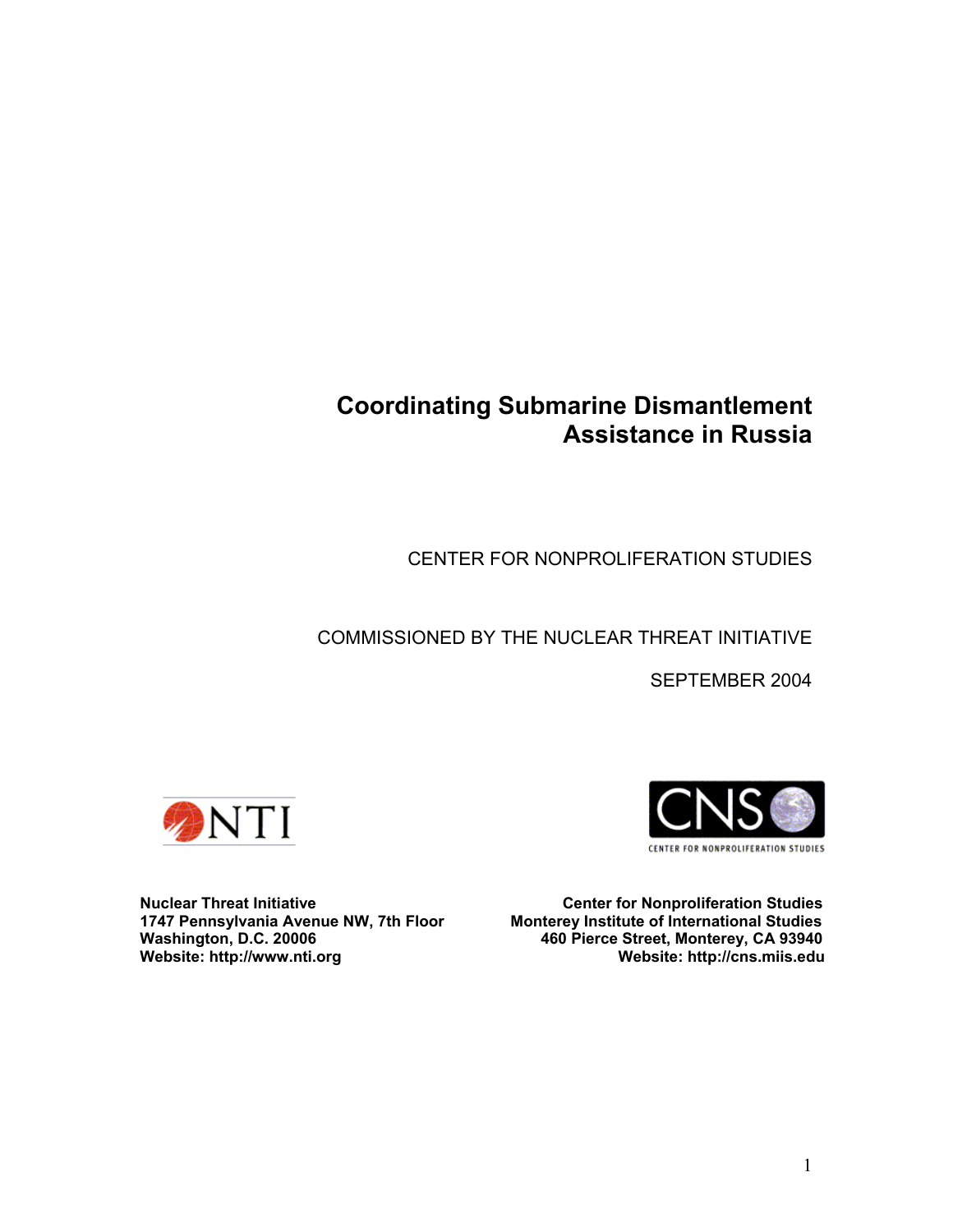# Coordinating Submarine Dismantlement Assistance in Russia

CENTER FOR NONPROLIFERATION STUDIES

COMMISSIONED BY THE NUCLEAR THREAT INITIATIVE

SEPTEMBER 2004

**Nuclear Threat Initiative**
**1747 Pennsylvania Avenue NW, 7th Floor**
**Washington, D.C. 20006**
**Website: http://www.nti.org**

**Center for Nonproliferation Studies**
**Monterey Institute of International Studies**
**460 Pierce Street, Monterey, CA 93940**
**Website: http://cns.miis.edu**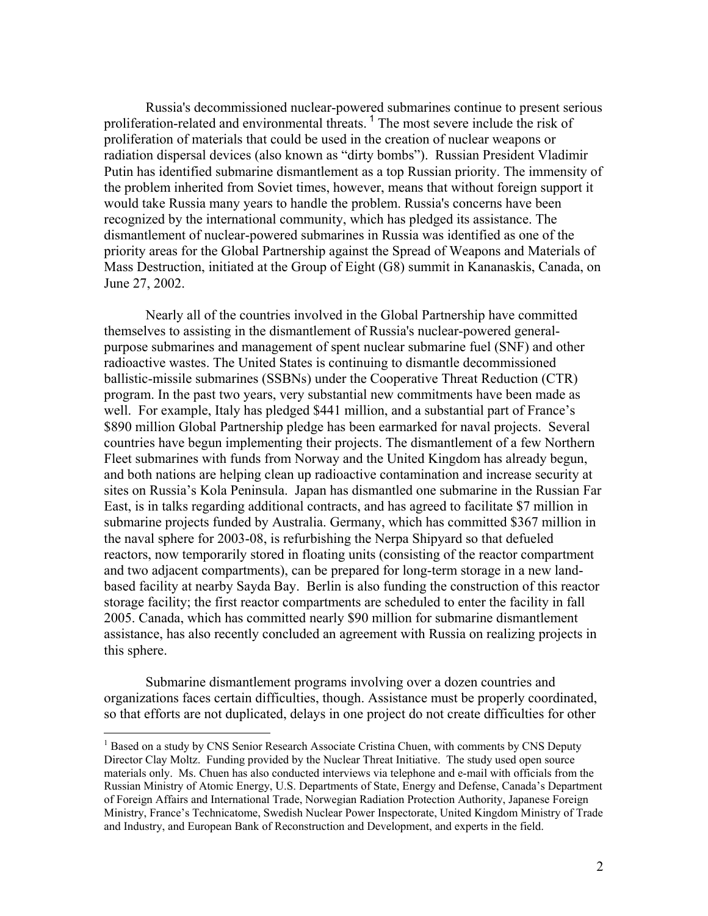Russia's decommissioned nuclear-powered submarines continue to present serious proliferation-related and environmental threats. [1] The most severe include the risk of proliferation of materials that could be used in the creation of nuclear weapons or radiation dispersal devices (also known as "dirty bombs"). Russian President Vladimir Putin has identified submarine dismantlement as a top Russian priority. The immensity of the problem inherited from Soviet times, however, means that without foreign support it would take Russia many years to handle the problem. Russia's concerns have been recognized by the international community, which has pledged its assistance. The dismantlement of nuclear-powered submarines in Russia was identified as one of the priority areas for the Global Partnership against the Spread of Weapons and Materials of Mass Destruction, initiated at the Group of Eight (G8) summit in Kananaskis, Canada, on June 27, 2002.

Nearly all of the countries involved in the Global Partnership have committed themselves to assisting in the dismantlement of Russia's nuclear-powered general-purpose submarines and management of spent nuclear submarine fuel (SNF) and other radioactive wastes. The United States is continuing to dismantle decommissioned ballistic-missile submarines (SSBNs) under the Cooperative Threat Reduction (CTR) program. In the past two years, very substantial new commitments have been made as well. For example, Italy has pledged $441 million, and a substantial part of France's $890 million Global Partnership pledge has been earmarked for naval projects. Several countries have begun implementing their projects. The dismantlement of a few Northern Fleet submarines with funds from Norway and the United Kingdom has already begun, and both nations are helping clean up radioactive contamination and increase security at sites on Russia's Kola Peninsula. Japan has dismantled one submarine in the Russian Far East, is in talks regarding additional contracts, and has agreed to facilitate $7 million in submarine projects funded by Australia. Germany, which has committed $367 million in the naval sphere for 2003-08, is refurbishing the Nerpa Shipyard so that defueled reactors, now temporarily stored in floating units (consisting of the reactor compartment and two adjacent compartments), can be prepared for long-term storage in a new land-based facility at nearby Sayda Bay. Berlin is also funding the construction of this reactor storage facility; the first reactor compartments are scheduled to enter the facility in fall 2005. Canada, which has committed nearly $90 million for submarine dismantlement assistance, has also recently concluded an agreement with Russia on realizing projects in this sphere.

Submarine dismantlement programs involving over a dozen countries and organizations faces certain difficulties, though. Assistance must be properly coordinated, so that efforts are not duplicated, delays in one project do not create difficulties for other

---

[1] Based on a study by CNS Senior Research Associate Cristina Chuen, with comments by CNS Deputy Director Clay Moltz. Funding provided by the Nuclear Threat Initiative. The study used open source materials only. Ms. Chuen has also conducted interviews via telephone and e-mail with officials from the Russian Ministry of Atomic Energy, U.S. Departments of State, Energy and Defense, Canada's Department of Foreign Affairs and International Trade, Norwegian Radiation Protection Authority, Japanese Foreign Ministry, France's Technicatome, Swedish Nuclear Power Inspectorate, United Kingdom Ministry of Trade and Industry, and European Bank of Reconstruction and Development, and experts in the field.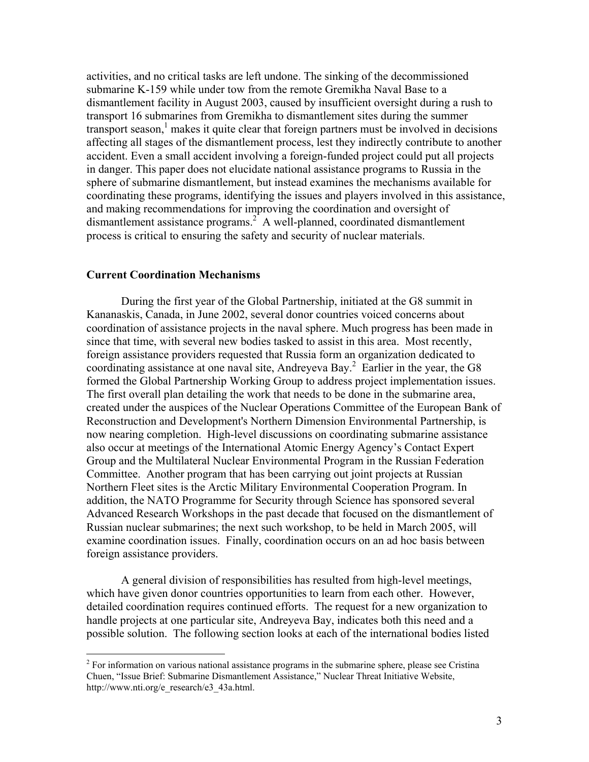activities, and no critical tasks are left undone. The sinking of the decommissioned submarine K-159 while under tow from the remote Gremikha Naval Base to a dismantlement facility in August 2003, caused by insufficient oversight during a rush to transport 16 submarines from Gremikha to dismantlement sites during the summer transport season,[1] makes it quite clear that foreign partners must be involved in decisions affecting all stages of the dismantlement process, lest they indirectly contribute to another accident. Even a small accident involving a foreign-funded project could put all projects in danger. This paper does not elucidate national assistance programs to Russia in the sphere of submarine dismantlement, but instead examines the mechanisms available for coordinating these programs, identifying the issues and players involved in this assistance, and making recommendations for improving the coordination and oversight of dismantlement assistance programs.[2] A well-planned, coordinated dismantlement process is critical to ensuring the safety and security of nuclear materials.

## Current Coordination Mechanisms

During the first year of the Global Partnership, initiated at the G8 summit in Kananaskis, Canada, in June 2002, several donor countries voiced concerns about coordination of assistance projects in the naval sphere. Much progress has been made in since that time, with several new bodies tasked to assist in this area. Most recently, foreign assistance providers requested that Russia form an organization dedicated to coordinating assistance at one naval site, Andreyeva Bay.[2] Earlier in the year, the G8 formed the Global Partnership Working Group to address project implementation issues. The first overall plan detailing the work that needs to be done in the submarine area, created under the auspices of the Nuclear Operations Committee of the European Bank of Reconstruction and Development's Northern Dimension Environmental Partnership, is now nearing completion. High-level discussions on coordinating submarine assistance also occur at meetings of the International Atomic Energy Agency's Contact Expert Group and the Multilateral Nuclear Environmental Program in the Russian Federation Committee. Another program that has been carrying out joint projects at Russian Northern Fleet sites is the Arctic Military Environmental Cooperation Program. In addition, the NATO Programme for Security through Science has sponsored several Advanced Research Workshops in the past decade that focused on the dismantlement of Russian nuclear submarines; the next such workshop, to be held in March 2005, will examine coordination issues. Finally, coordination occurs on an ad hoc basis between foreign assistance providers.

A general division of responsibilities has resulted from high-level meetings, which have given donor countries opportunities to learn from each other. However, detailed coordination requires continued efforts. The request for a new organization to handle projects at one particular site, Andreyeva Bay, indicates both this need and a possible solution. The following section looks at each of the international bodies listed

---

[2] For information on various national assistance programs in the submarine sphere, please see Cristina Chuen, "Issue Brief: Submarine Dismantlement Assistance," Nuclear Threat Initiative Website, http://www.nti.org/e_research/e3_43a.html.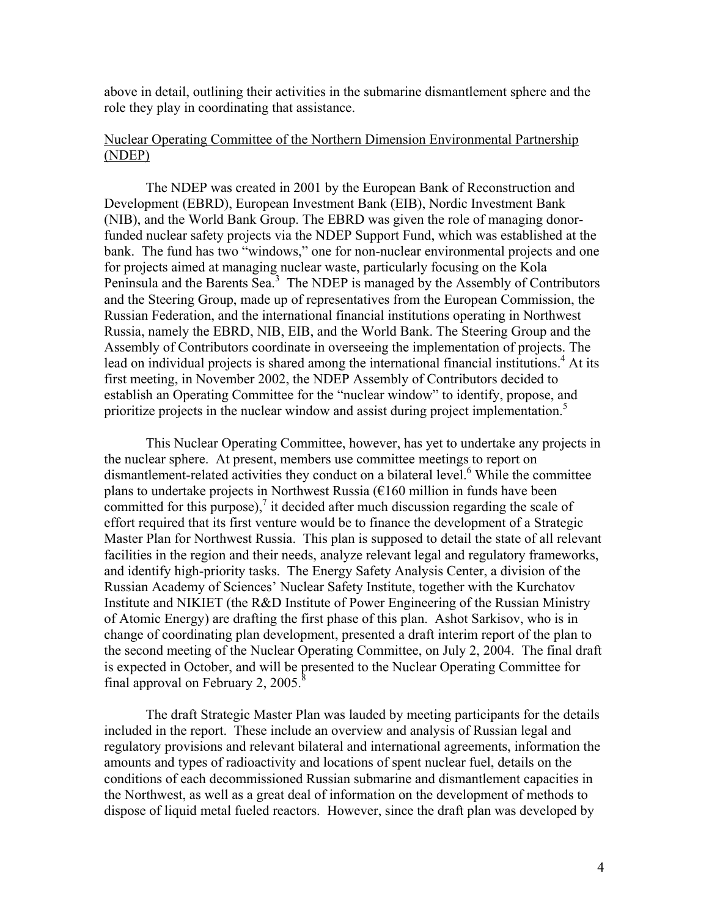above in detail, outlining their activities in the submarine dismantlement sphere and the role they play in coordinating that assistance.

Nuclear Operating Committee of the Northern Dimension Environmental Partnership (NDEP)

The NDEP was created in 2001 by the European Bank of Reconstruction and Development (EBRD), European Investment Bank (EIB), Nordic Investment Bank (NIB), and the World Bank Group. The EBRD was given the role of managing donor-funded nuclear safety projects via the NDEP Support Fund, which was established at the bank. The fund has two "windows," one for non-nuclear environmental projects and one for projects aimed at managing nuclear waste, particularly focusing on the Kola Peninsula and the Barents Sea.[3] The NDEP is managed by the Assembly of Contributors and the Steering Group, made up of representatives from the European Commission, the Russian Federation, and the international financial institutions operating in Northwest Russia, namely the EBRD, NIB, EIB, and the World Bank. The Steering Group and the Assembly of Contributors coordinate in overseeing the implementation of projects. The lead on individual projects is shared among the international financial institutions.[4] At its first meeting, in November 2002, the NDEP Assembly of Contributors decided to establish an Operating Committee for the "nuclear window" to identify, propose, and prioritize projects in the nuclear window and assist during project implementation.[5]

This Nuclear Operating Committee, however, has yet to undertake any projects in the nuclear sphere. At present, members use committee meetings to report on dismantlement-related activities they conduct on a bilateral level.[6] While the committee plans to undertake projects in Northwest Russia (€160 million in funds have been committed for this purpose),[7] it decided after much discussion regarding the scale of effort required that its first venture would be to finance the development of a Strategic Master Plan for Northwest Russia. This plan is supposed to detail the state of all relevant facilities in the region and their needs, analyze relevant legal and regulatory frameworks, and identify high-priority tasks. The Energy Safety Analysis Center, a division of the Russian Academy of Sciences' Nuclear Safety Institute, together with the Kurchatov Institute and NIKIET (the R&D Institute of Power Engineering of the Russian Ministry of Atomic Energy) are drafting the first phase of this plan. Ashot Sarkisov, who is in change of coordinating plan development, presented a draft interim report of the plan to the second meeting of the Nuclear Operating Committee, on July 2, 2004. The final draft is expected in October, and will be presented to the Nuclear Operating Committee for final approval on February 2, 2005.[8]

The draft Strategic Master Plan was lauded by meeting participants for the details included in the report. These include an overview and analysis of Russian legal and regulatory provisions and relevant bilateral and international agreements, information the amounts and types of radioactivity and locations of spent nuclear fuel, details on the conditions of each decommissioned Russian submarine and dismantlement capacities in the Northwest, as well as a great deal of information on the development of methods to dispose of liquid metal fueled reactors. However, since the draft plan was developed by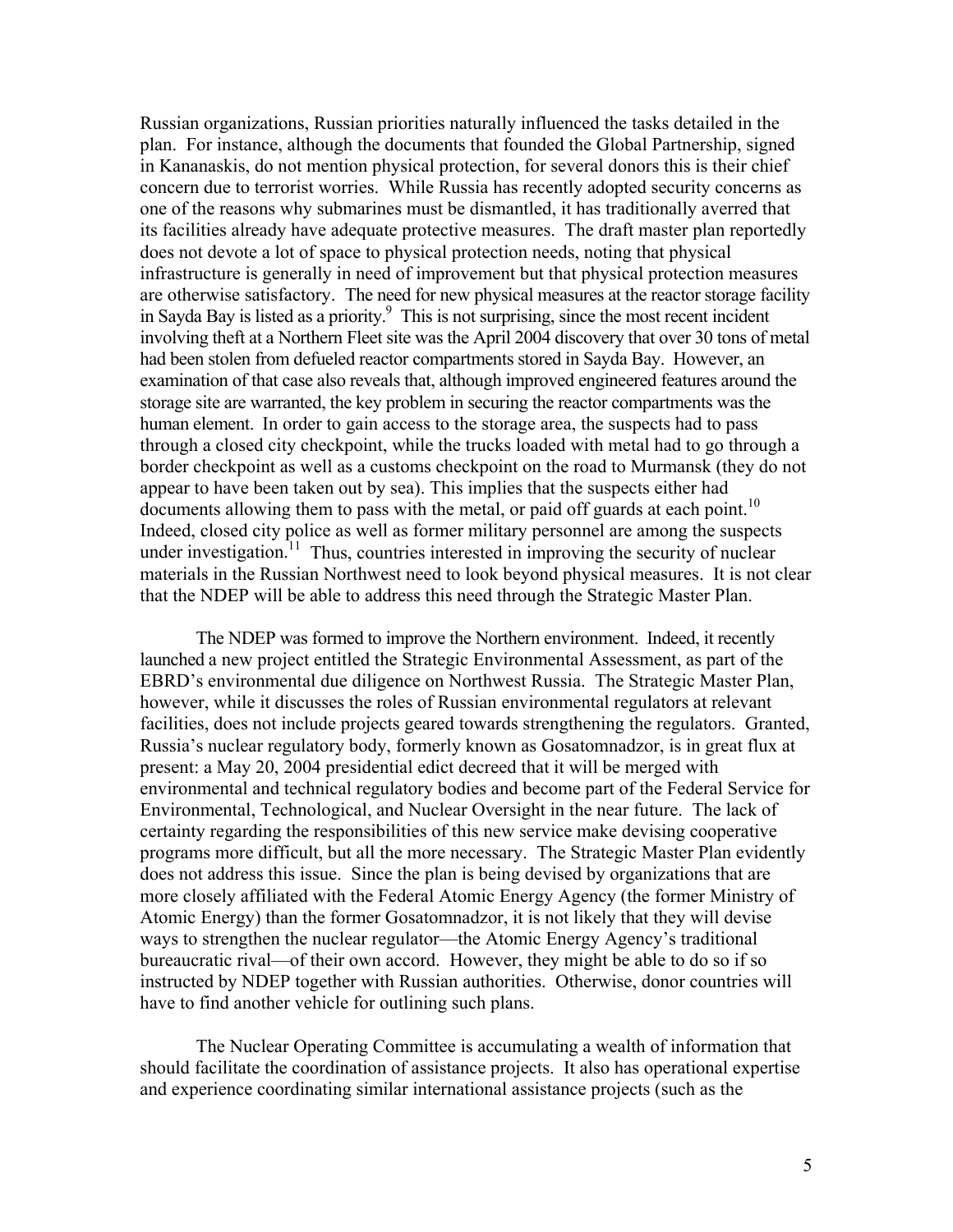Russian organizations, Russian priorities naturally influenced the tasks detailed in the plan. For instance, although the documents that founded the Global Partnership, signed in Kananaskis, do not mention physical protection, for several donors this is their chief concern due to terrorist worries. While Russia has recently adopted security concerns as one of the reasons why submarines must be dismantled, it has traditionally averred that its facilities already have adequate protective measures. The draft master plan reportedly does not devote a lot of space to physical protection needs, noting that physical infrastructure is generally in need of improvement but that physical protection measures are otherwise satisfactory. The need for new physical measures at the reactor storage facility in Sayda Bay is listed as a priority.[9] This is not surprising, since the most recent incident involving theft at a Northern Fleet site was the April 2004 discovery that over 30 tons of metal had been stolen from defueled reactor compartments stored in Sayda Bay. However, an examination of that case also reveals that, although improved engineered features around the storage site are warranted, the key problem in securing the reactor compartments was the human element. In order to gain access to the storage area, the suspects had to pass through a closed city checkpoint, while the trucks loaded with metal had to go through a border checkpoint as well as a customs checkpoint on the road to Murmansk (they do not appear to have been taken out by sea). This implies that the suspects either had documents allowing them to pass with the metal, or paid off guards at each point.[10] Indeed, closed city police as well as former military personnel are among the suspects under investigation.[11] Thus, countries interested in improving the security of nuclear materials in the Russian Northwest need to look beyond physical measures. It is not clear that the NDEP will be able to address this need through the Strategic Master Plan.

The NDEP was formed to improve the Northern environment. Indeed, it recently launched a new project entitled the Strategic Environmental Assessment, as part of the EBRD's environmental due diligence on Northwest Russia. The Strategic Master Plan, however, while it discusses the roles of Russian environmental regulators at relevant facilities, does not include projects geared towards strengthening the regulators. Granted, Russia's nuclear regulatory body, formerly known as Gosatomnadzor, is in great flux at present: a May 20, 2004 presidential edict decreed that it will be merged with environmental and technical regulatory bodies and become part of the Federal Service for Environmental, Technological, and Nuclear Oversight in the near future. The lack of certainty regarding the responsibilities of this new service make devising cooperative programs more difficult, but all the more necessary. The Strategic Master Plan evidently does not address this issue. Since the plan is being devised by organizations that are more closely affiliated with the Federal Atomic Energy Agency (the former Ministry of Atomic Energy) than the former Gosatomnadzor, it is not likely that they will devise ways to strengthen the nuclear regulator—the Atomic Energy Agency's traditional bureaucratic rival—of their own accord. However, they might be able to do so if so instructed by NDEP together with Russian authorities. Otherwise, donor countries will have to find another vehicle for outlining such plans.

The Nuclear Operating Committee is accumulating a wealth of information that should facilitate the coordination of assistance projects. It also has operational expertise and experience coordinating similar international assistance projects (such as the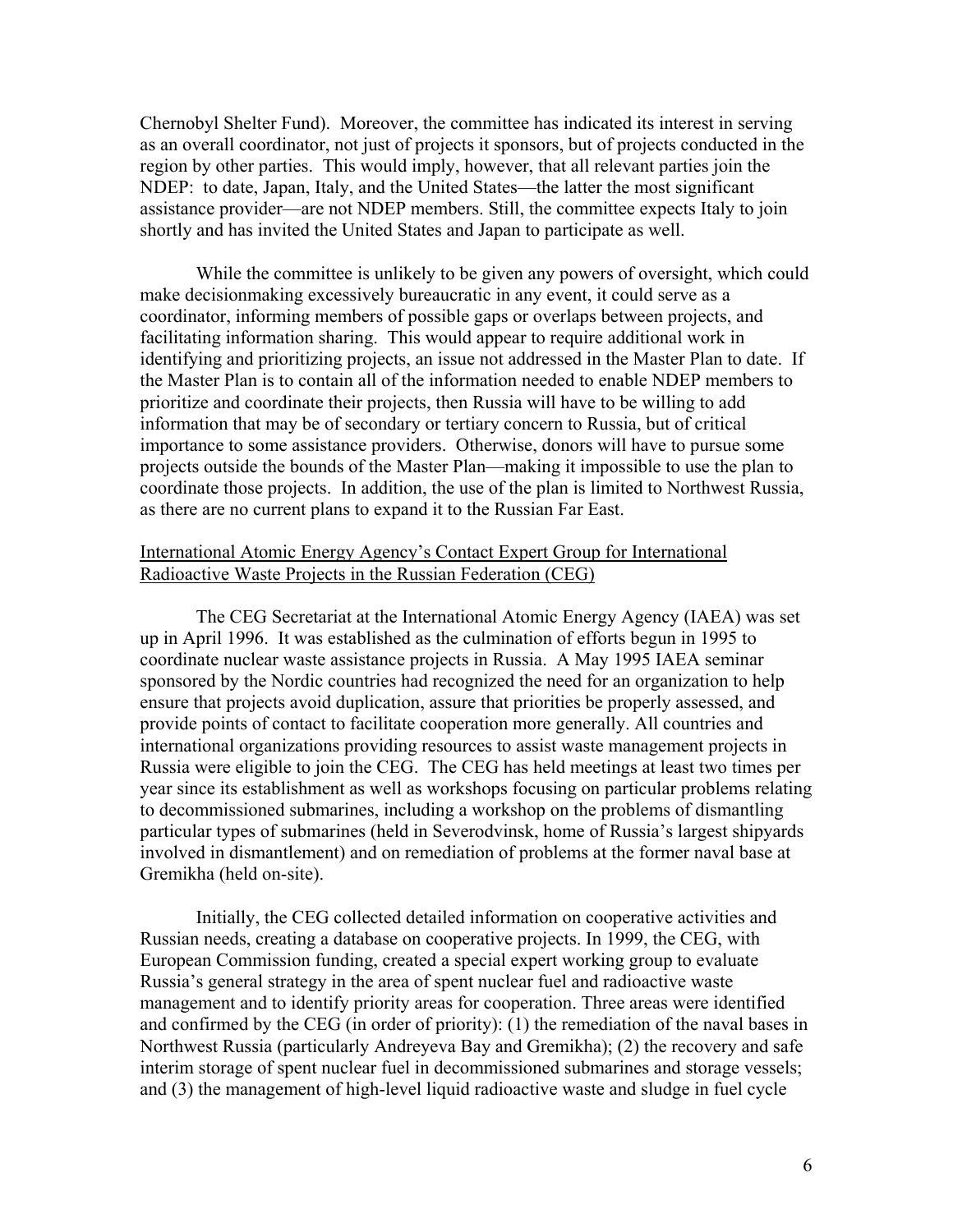Chernobyl Shelter Fund). Moreover, the committee has indicated its interest in serving as an overall coordinator, not just of projects it sponsors, but of projects conducted in the region by other parties. This would imply, however, that all relevant parties join the NDEP: to date, Japan, Italy, and the United States—the latter the most significant assistance provider—are not NDEP members. Still, the committee expects Italy to join shortly and has invited the United States and Japan to participate as well.

While the committee is unlikely to be given any powers of oversight, which could make decisionmaking excessively bureaucratic in any event, it could serve as a coordinator, informing members of possible gaps or overlaps between projects, and facilitating information sharing. This would appear to require additional work in identifying and prioritizing projects, an issue not addressed in the Master Plan to date. If the Master Plan is to contain all of the information needed to enable NDEP members to prioritize and coordinate their projects, then Russia will have to be willing to add information that may be of secondary or tertiary concern to Russia, but of critical importance to some assistance providers. Otherwise, donors will have to pursue some projects outside the bounds of the Master Plan—making it impossible to use the plan to coordinate those projects. In addition, the use of the plan is limited to Northwest Russia, as there are no current plans to expand it to the Russian Far East.

International Atomic Energy Agency's Contact Expert Group for International Radioactive Waste Projects in the Russian Federation (CEG)

The CEG Secretariat at the International Atomic Energy Agency (IAEA) was set up in April 1996. It was established as the culmination of efforts begun in 1995 to coordinate nuclear waste assistance projects in Russia. A May 1995 IAEA seminar sponsored by the Nordic countries had recognized the need for an organization to help ensure that projects avoid duplication, assure that priorities be properly assessed, and provide points of contact to facilitate cooperation more generally. All countries and international organizations providing resources to assist waste management projects in Russia were eligible to join the CEG. The CEG has held meetings at least two times per year since its establishment as well as workshops focusing on particular problems relating to decommissioned submarines, including a workshop on the problems of dismantling particular types of submarines (held in Severodvinsk, home of Russia's largest shipyards involved in dismantlement) and on remediation of problems at the former naval base at Gremikha (held on-site).

Initially, the CEG collected detailed information on cooperative activities and Russian needs, creating a database on cooperative projects. In 1999, the CEG, with European Commission funding, created a special expert working group to evaluate Russia's general strategy in the area of spent nuclear fuel and radioactive waste management and to identify priority areas for cooperation. Three areas were identified and confirmed by the CEG (in order of priority): (1) the remediation of the naval bases in Northwest Russia (particularly Andreyeva Bay and Gremikha); (2) the recovery and safe interim storage of spent nuclear fuel in decommissioned submarines and storage vessels; and (3) the management of high-level liquid radioactive waste and sludge in fuel cycle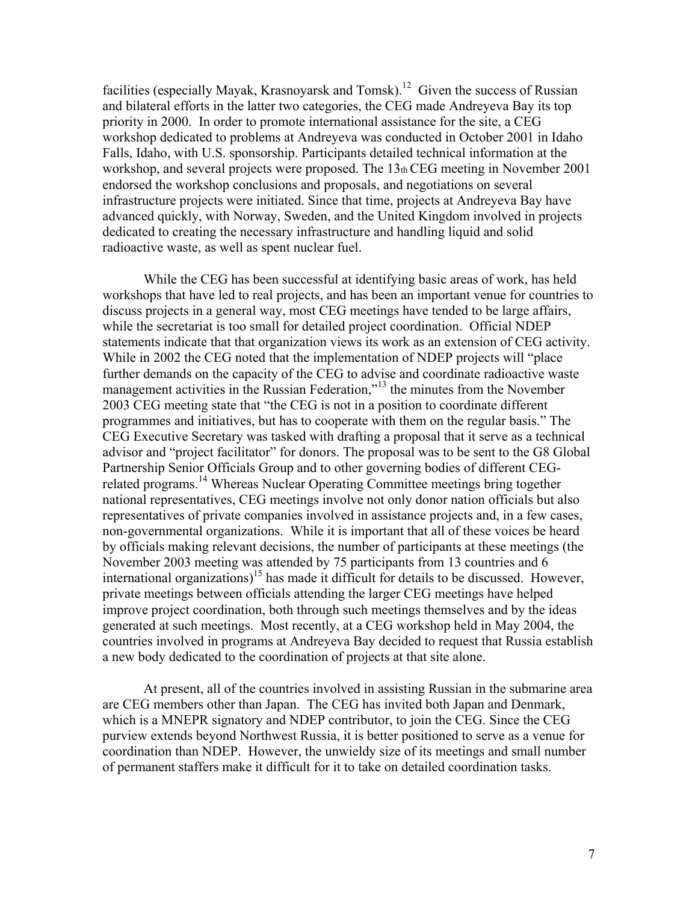facilities (especially Mayak, Krasnoyarsk and Tomsk).[12] Given the success of Russian and bilateral efforts in the latter two categories, the CEG made Andreyeva Bay its top priority in 2000. In order to promote international assistance for the site, a CEG workshop dedicated to problems at Andreyeva was conducted in October 2001 in Idaho Falls, Idaho, with U.S. sponsorship. Participants detailed technical information at the workshop, and several projects were proposed. The 13th CEG meeting in November 2001 endorsed the workshop conclusions and proposals, and negotiations on several infrastructure projects were initiated. Since that time, projects at Andreyeva Bay have advanced quickly, with Norway, Sweden, and the United Kingdom involved in projects dedicated to creating the necessary infrastructure and handling liquid and solid radioactive waste, as well as spent nuclear fuel.

While the CEG has been successful at identifying basic areas of work, has held workshops that have led to real projects, and has been an important venue for countries to discuss projects in a general way, most CEG meetings have tended to be large affairs, while the secretariat is too small for detailed project coordination. Official NDEP statements indicate that that organization views its work as an extension of CEG activity. While in 2002 the CEG noted that the implementation of NDEP projects will "place further demands on the capacity of the CEG to advise and coordinate radioactive waste management activities in the Russian Federation,"[13] the minutes from the November 2003 CEG meeting state that "the CEG is not in a position to coordinate different programmes and initiatives, but has to cooperate with them on the regular basis." The CEG Executive Secretary was tasked with drafting a proposal that it serve as a technical advisor and "project facilitator" for donors. The proposal was to be sent to the G8 Global Partnership Senior Officials Group and to other governing bodies of different CEG-related programs.[14] Whereas Nuclear Operating Committee meetings bring together national representatives, CEG meetings involve not only donor nation officials but also representatives of private companies involved in assistance projects and, in a few cases, non-governmental organizations. While it is important that all of these voices be heard by officials making relevant decisions, the number of participants at these meetings (the November 2003 meeting was attended by 75 participants from 13 countries and 6 international organizations)[15] has made it difficult for details to be discussed. However, private meetings between officials attending the larger CEG meetings have helped improve project coordination, both through such meetings themselves and by the ideas generated at such meetings. Most recently, at a CEG workshop held in May 2004, the countries involved in programs at Andreyeva Bay decided to request that Russia establish a new body dedicated to the coordination of projects at that site alone.

At present, all of the countries involved in assisting Russian in the submarine area are CEG members other than Japan. The CEG has invited both Japan and Denmark, which is a MNEPR signatory and NDEP contributor, to join the CEG. Since the CEG purview extends beyond Northwest Russia, it is better positioned to serve as a venue for coordination than NDEP. However, the unwieldy size of its meetings and small number of permanent staffers make it difficult for it to take on detailed coordination tasks.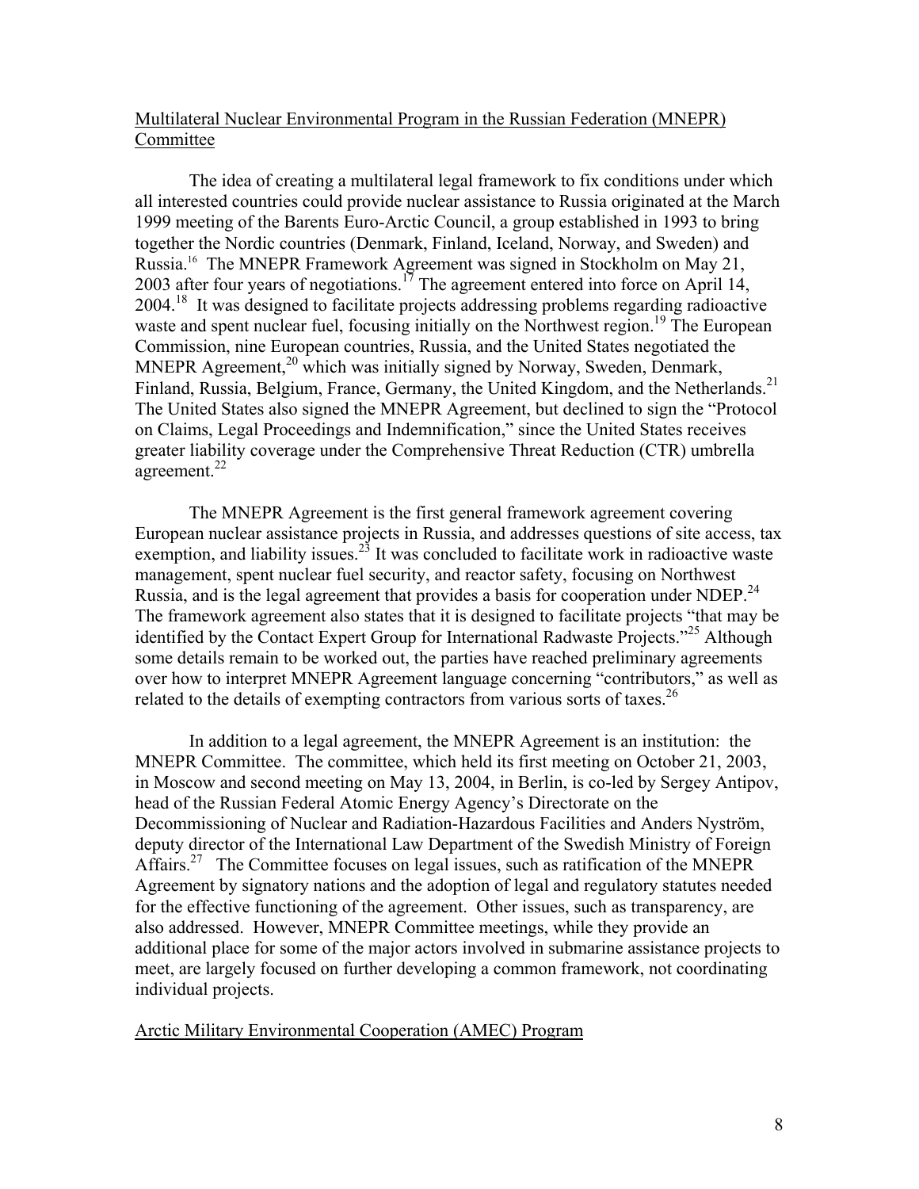## Multilateral Nuclear Environmental Program in the Russian Federation (MNEPR) Committee

The idea of creating a multilateral legal framework to fix conditions under which all interested countries could provide nuclear assistance to Russia originated at the March 1999 meeting of the Barents Euro-Arctic Council, a group established in 1993 to bring together the Nordic countries (Denmark, Finland, Iceland, Norway, and Sweden) and Russia.[16] The MNEPR Framework Agreement was signed in Stockholm on May 21, 2003 after four years of negotiations.[17] The agreement entered into force on April 14, 2004.[18] It was designed to facilitate projects addressing problems regarding radioactive waste and spent nuclear fuel, focusing initially on the Northwest region.[19] The European Commission, nine European countries, Russia, and the United States negotiated the MNEPR Agreement,[20] which was initially signed by Norway, Sweden, Denmark, Finland, Russia, Belgium, France, Germany, the United Kingdom, and the Netherlands.[21] The United States also signed the MNEPR Agreement, but declined to sign the "Protocol on Claims, Legal Proceedings and Indemnification," since the United States receives greater liability coverage under the Comprehensive Threat Reduction (CTR) umbrella agreement.[22]

The MNEPR Agreement is the first general framework agreement covering European nuclear assistance projects in Russia, and addresses questions of site access, tax exemption, and liability issues.[23] It was concluded to facilitate work in radioactive waste management, spent nuclear fuel security, and reactor safety, focusing on Northwest Russia, and is the legal agreement that provides a basis for cooperation under NDEP.[24] The framework agreement also states that it is designed to facilitate projects "that may be identified by the Contact Expert Group for International Radwaste Projects."[25] Although some details remain to be worked out, the parties have reached preliminary agreements over how to interpret MNEPR Agreement language concerning "contributors," as well as related to the details of exempting contractors from various sorts of taxes.[26]

In addition to a legal agreement, the MNEPR Agreement is an institution: the MNEPR Committee. The committee, which held its first meeting on October 21, 2003, in Moscow and second meeting on May 13, 2004, in Berlin, is co-led by Sergey Antipov, head of the Russian Federal Atomic Energy Agency's Directorate on the Decommissioning of Nuclear and Radiation-Hazardous Facilities and Anders Nyström, deputy director of the International Law Department of the Swedish Ministry of Foreign Affairs.[27] The Committee focuses on legal issues, such as ratification of the MNEPR Agreement by signatory nations and the adoption of legal and regulatory statutes needed for the effective functioning of the agreement. Other issues, such as transparency, are also addressed. However, MNEPR Committee meetings, while they provide an additional place for some of the major actors involved in submarine assistance projects to meet, are largely focused on further developing a common framework, not coordinating individual projects.

## Arctic Military Environmental Cooperation (AMEC) Program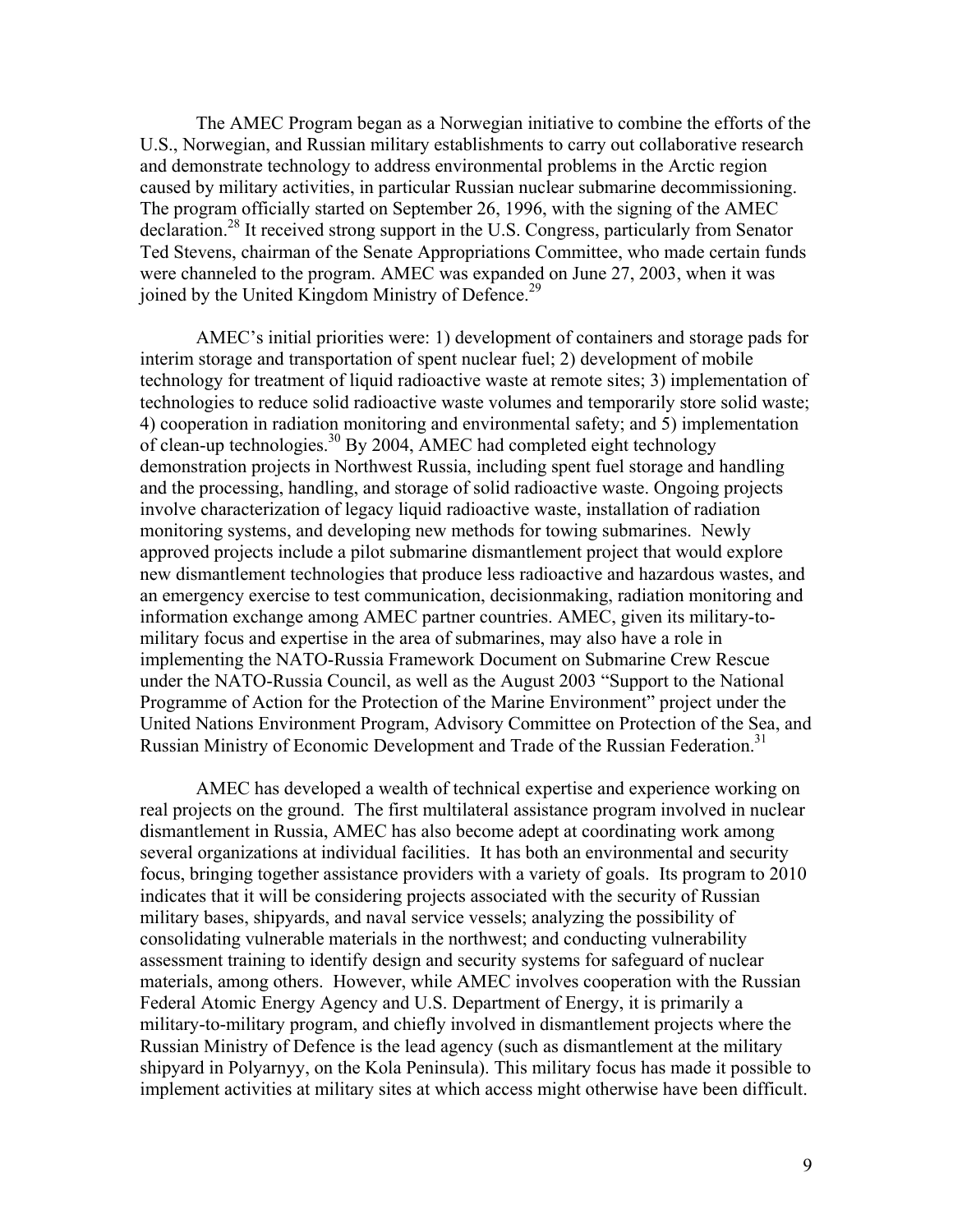The AMEC Program began as a Norwegian initiative to combine the efforts of the U.S., Norwegian, and Russian military establishments to carry out collaborative research and demonstrate technology to address environmental problems in the Arctic region caused by military activities, in particular Russian nuclear submarine decommissioning. The program officially started on September 26, 1996, with the signing of the AMEC declaration.[28] It received strong support in the U.S. Congress, particularly from Senator Ted Stevens, chairman of the Senate Appropriations Committee, who made certain funds were channeled to the program. AMEC was expanded on June 27, 2003, when it was joined by the United Kingdom Ministry of Defence.[29]

AMEC's initial priorities were: 1) development of containers and storage pads for interim storage and transportation of spent nuclear fuel; 2) development of mobile technology for treatment of liquid radioactive waste at remote sites; 3) implementation of technologies to reduce solid radioactive waste volumes and temporarily store solid waste; 4) cooperation in radiation monitoring and environmental safety; and 5) implementation of clean-up technologies.[30] By 2004, AMEC had completed eight technology demonstration projects in Northwest Russia, including spent fuel storage and handling and the processing, handling, and storage of solid radioactive waste. Ongoing projects involve characterization of legacy liquid radioactive waste, installation of radiation monitoring systems, and developing new methods for towing submarines. Newly approved projects include a pilot submarine dismantlement project that would explore new dismantlement technologies that produce less radioactive and hazardous wastes, and an emergency exercise to test communication, decisionmaking, radiation monitoring and information exchange among AMEC partner countries. AMEC, given its military-to-military focus and expertise in the area of submarines, may also have a role in implementing the NATO-Russia Framework Document on Submarine Crew Rescue under the NATO-Russia Council, as well as the August 2003 "Support to the National Programme of Action for the Protection of the Marine Environment" project under the United Nations Environment Program, Advisory Committee on Protection of the Sea, and Russian Ministry of Economic Development and Trade of the Russian Federation.[31]

AMEC has developed a wealth of technical expertise and experience working on real projects on the ground. The first multilateral assistance program involved in nuclear dismantlement in Russia, AMEC has also become adept at coordinating work among several organizations at individual facilities. It has both an environmental and security focus, bringing together assistance providers with a variety of goals. Its program to 2010 indicates that it will be considering projects associated with the security of Russian military bases, shipyards, and naval service vessels; analyzing the possibility of consolidating vulnerable materials in the northwest; and conducting vulnerability assessment training to identify design and security systems for safeguard of nuclear materials, among others. However, while AMEC involves cooperation with the Russian Federal Atomic Energy Agency and U.S. Department of Energy, it is primarily a military-to-military program, and chiefly involved in dismantlement projects where the Russian Ministry of Defence is the lead agency (such as dismantlement at the military shipyard in Polyarnyy, on the Kola Peninsula). This military focus has made it possible to implement activities at military sites at which access might otherwise have been difficult.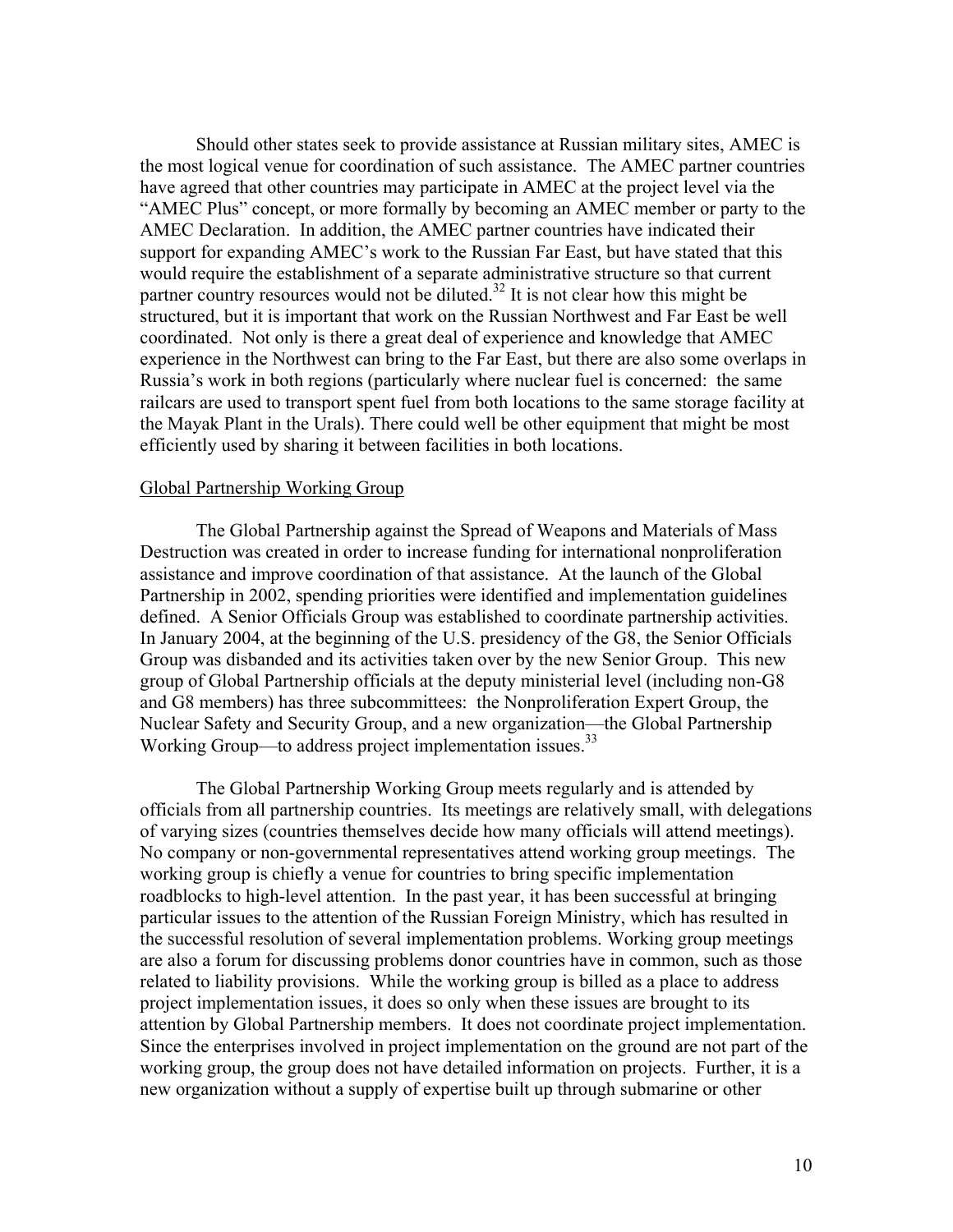Should other states seek to provide assistance at Russian military sites, AMEC is the most logical venue for coordination of such assistance. The AMEC partner countries have agreed that other countries may participate in AMEC at the project level via the "AMEC Plus" concept, or more formally by becoming an AMEC member or party to the AMEC Declaration. In addition, the AMEC partner countries have indicated their support for expanding AMEC's work to the Russian Far East, but have stated that this would require the establishment of a separate administrative structure so that current partner country resources would not be diluted.[32] It is not clear how this might be structured, but it is important that work on the Russian Northwest and Far East be well coordinated. Not only is there a great deal of experience and knowledge that AMEC experience in the Northwest can bring to the Far East, but there are also some overlaps in Russia's work in both regions (particularly where nuclear fuel is concerned: the same railcars are used to transport spent fuel from both locations to the same storage facility at the Mayak Plant in the Urals). There could well be other equipment that might be most efficiently used by sharing it between facilities in both locations.

Global Partnership Working Group

The Global Partnership against the Spread of Weapons and Materials of Mass Destruction was created in order to increase funding for international nonproliferation assistance and improve coordination of that assistance. At the launch of the Global Partnership in 2002, spending priorities were identified and implementation guidelines defined. A Senior Officials Group was established to coordinate partnership activities. In January 2004, at the beginning of the U.S. presidency of the G8, the Senior Officials Group was disbanded and its activities taken over by the new Senior Group. This new group of Global Partnership officials at the deputy ministerial level (including non-G8 and G8 members) has three subcommittees: the Nonproliferation Expert Group, the Nuclear Safety and Security Group, and a new organization—the Global Partnership Working Group—to address project implementation issues.[33]

The Global Partnership Working Group meets regularly and is attended by officials from all partnership countries. Its meetings are relatively small, with delegations of varying sizes (countries themselves decide how many officials will attend meetings). No company or non-governmental representatives attend working group meetings. The working group is chiefly a venue for countries to bring specific implementation roadblocks to high-level attention. In the past year, it has been successful at bringing particular issues to the attention of the Russian Foreign Ministry, which has resulted in the successful resolution of several implementation problems. Working group meetings are also a forum for discussing problems donor countries have in common, such as those related to liability provisions. While the working group is billed as a place to address project implementation issues, it does so only when these issues are brought to its attention by Global Partnership members. It does not coordinate project implementation. Since the enterprises involved in project implementation on the ground are not part of the working group, the group does not have detailed information on projects. Further, it is a new organization without a supply of expertise built up through submarine or other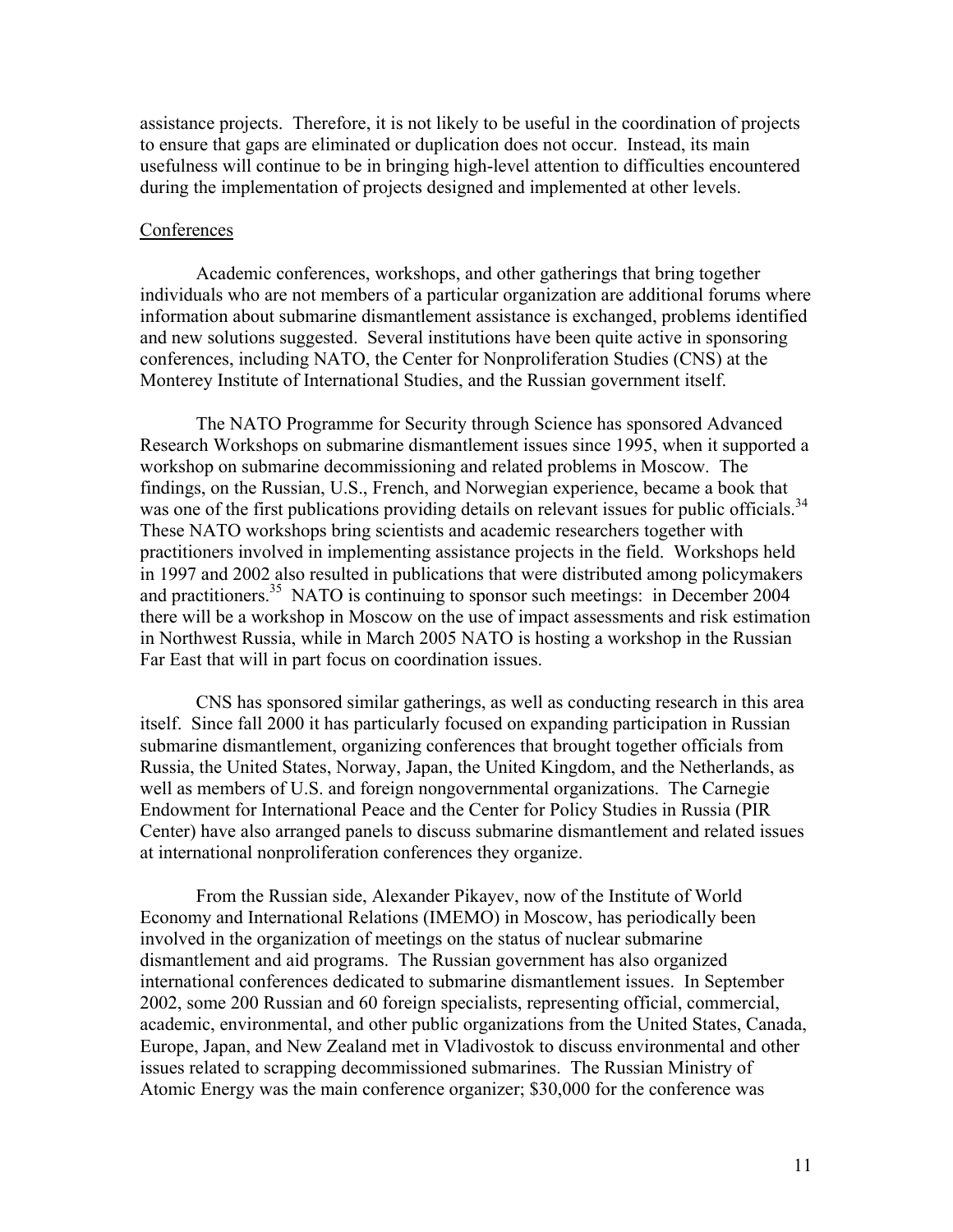assistance projects. Therefore, it is not likely to be useful in the coordination of projects to ensure that gaps are eliminated or duplication does not occur. Instead, its main usefulness will continue to be in bringing high-level attention to difficulties encountered during the implementation of projects designed and implemented at other levels.

Conferences

Academic conferences, workshops, and other gatherings that bring together individuals who are not members of a particular organization are additional forums where information about submarine dismantlement assistance is exchanged, problems identified and new solutions suggested. Several institutions have been quite active in sponsoring conferences, including NATO, the Center for Nonproliferation Studies (CNS) at the Monterey Institute of International Studies, and the Russian government itself.

The NATO Programme for Security through Science has sponsored Advanced Research Workshops on submarine dismantlement issues since 1995, when it supported a workshop on submarine decommissioning and related problems in Moscow. The findings, on the Russian, U.S., French, and Norwegian experience, became a book that was one of the first publications providing details on relevant issues for public officials.[34] These NATO workshops bring scientists and academic researchers together with practitioners involved in implementing assistance projects in the field. Workshops held in 1997 and 2002 also resulted in publications that were distributed among policymakers and practitioners.[35] NATO is continuing to sponsor such meetings: in December 2004 there will be a workshop in Moscow on the use of impact assessments and risk estimation in Northwest Russia, while in March 2005 NATO is hosting a workshop in the Russian Far East that will in part focus on coordination issues.

CNS has sponsored similar gatherings, as well as conducting research in this area itself. Since fall 2000 it has particularly focused on expanding participation in Russian submarine dismantlement, organizing conferences that brought together officials from Russia, the United States, Norway, Japan, the United Kingdom, and the Netherlands, as well as members of U.S. and foreign nongovernmental organizations. The Carnegie Endowment for International Peace and the Center for Policy Studies in Russia (PIR Center) have also arranged panels to discuss submarine dismantlement and related issues at international nonproliferation conferences they organize.

From the Russian side, Alexander Pikayev, now of the Institute of World Economy and International Relations (IMEMO) in Moscow, has periodically been involved in the organization of meetings on the status of nuclear submarine dismantlement and aid programs. The Russian government has also organized international conferences dedicated to submarine dismantlement issues. In September 2002, some 200 Russian and 60 foreign specialists, representing official, commercial, academic, environmental, and other public organizations from the United States, Canada, Europe, Japan, and New Zealand met in Vladivostok to discuss environmental and other issues related to scrapping decommissioned submarines. The Russian Ministry of Atomic Energy was the main conference organizer; $30,000 for the conference was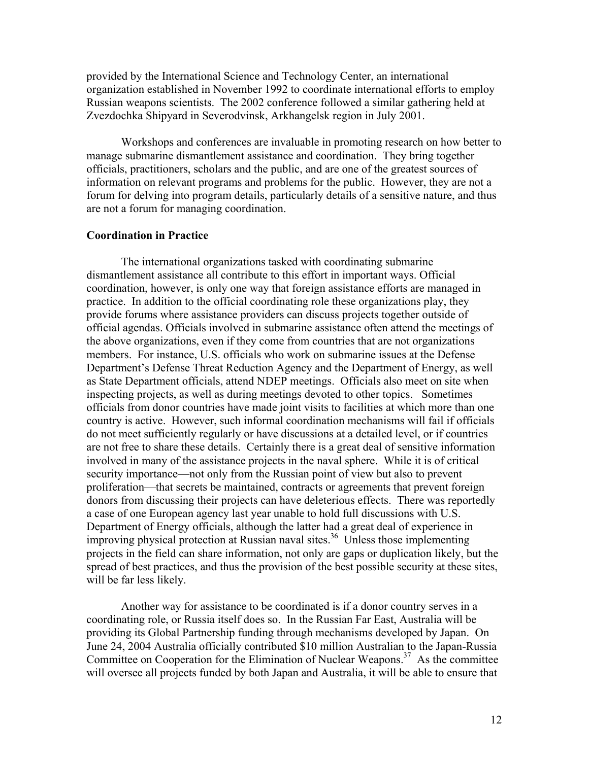provided by the International Science and Technology Center, an international organization established in November 1992 to coordinate international efforts to employ Russian weapons scientists. The 2002 conference followed a similar gathering held at Zvezdochka Shipyard in Severodvinsk, Arkhangelsk region in July 2001.

Workshops and conferences are invaluable in promoting research on how better to manage submarine dismantlement assistance and coordination. They bring together officials, practitioners, scholars and the public, and are one of the greatest sources of information on relevant programs and problems for the public. However, they are not a forum for delving into program details, particularly details of a sensitive nature, and thus are not a forum for managing coordination.

**Coordination in Practice**

The international organizations tasked with coordinating submarine dismantlement assistance all contribute to this effort in important ways. Official coordination, however, is only one way that foreign assistance efforts are managed in practice. In addition to the official coordinating role these organizations play, they provide forums where assistance providers can discuss projects together outside of official agendas. Officials involved in submarine assistance often attend the meetings of the above organizations, even if they come from countries that are not organizations members. For instance, U.S. officials who work on submarine issues at the Defense Department's Defense Threat Reduction Agency and the Department of Energy, as well as State Department officials, attend NDEP meetings. Officials also meet on site when inspecting projects, as well as during meetings devoted to other topics. Sometimes officials from donor countries have made joint visits to facilities at which more than one country is active. However, such informal coordination mechanisms will fail if officials do not meet sufficiently regularly or have discussions at a detailed level, or if countries are not free to share these details. Certainly there is a great deal of sensitive information involved in many of the assistance projects in the naval sphere. While it is of critical security importance—not only from the Russian point of view but also to prevent proliferation—that secrets be maintained, contracts or agreements that prevent foreign donors from discussing their projects can have deleterious effects. There was reportedly a case of one European agency last year unable to hold full discussions with U.S. Department of Energy officials, although the latter had a great deal of experience in improving physical protection at Russian naval sites.[36] Unless those implementing projects in the field can share information, not only are gaps or duplication likely, but the spread of best practices, and thus the provision of the best possible security at these sites, will be far less likely.

Another way for assistance to be coordinated is if a donor country serves in a coordinating role, or Russia itself does so. In the Russian Far East, Australia will be providing its Global Partnership funding through mechanisms developed by Japan. On June 24, 2004 Australia officially contributed $10 million Australian to the Japan-Russia Committee on Cooperation for the Elimination of Nuclear Weapons.[37] As the committee will oversee all projects funded by both Japan and Australia, it will be able to ensure that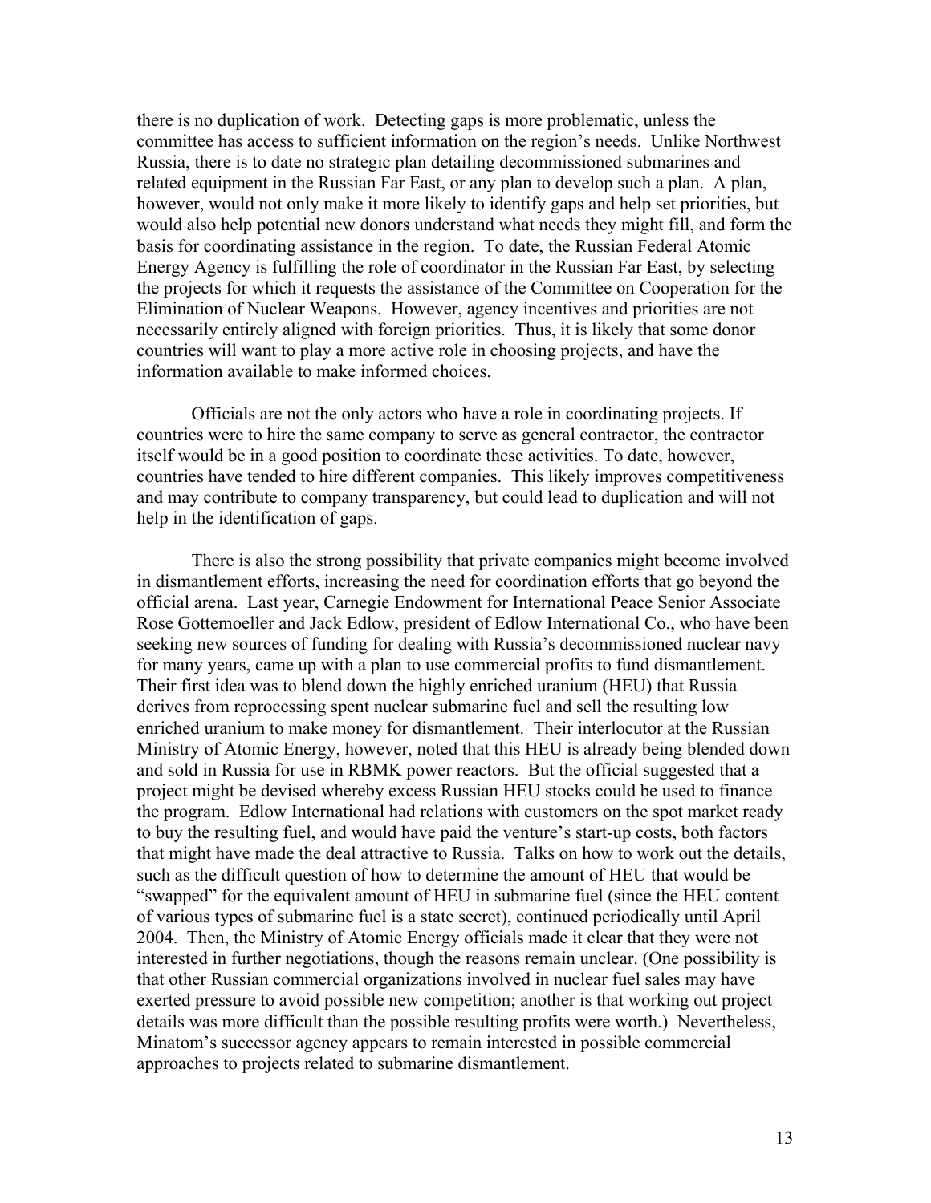there is no duplication of work. Detecting gaps is more problematic, unless the committee has access to sufficient information on the region's needs. Unlike Northwest Russia, there is to date no strategic plan detailing decommissioned submarines and related equipment in the Russian Far East, or any plan to develop such a plan. A plan, however, would not only make it more likely to identify gaps and help set priorities, but would also help potential new donors understand what needs they might fill, and form the basis for coordinating assistance in the region. To date, the Russian Federal Atomic Energy Agency is fulfilling the role of coordinator in the Russian Far East, by selecting the projects for which it requests the assistance of the Committee on Cooperation for the Elimination of Nuclear Weapons. However, agency incentives and priorities are not necessarily entirely aligned with foreign priorities. Thus, it is likely that some donor countries will want to play a more active role in choosing projects, and have the information available to make informed choices.

Officials are not the only actors who have a role in coordinating projects. If countries were to hire the same company to serve as general contractor, the contractor itself would be in a good position to coordinate these activities. To date, however, countries have tended to hire different companies. This likely improves competitiveness and may contribute to company transparency, but could lead to duplication and will not help in the identification of gaps.

There is also the strong possibility that private companies might become involved in dismantlement efforts, increasing the need for coordination efforts that go beyond the official arena. Last year, Carnegie Endowment for International Peace Senior Associate Rose Gottemoeller and Jack Edlow, president of Edlow International Co., who have been seeking new sources of funding for dealing with Russia's decommissioned nuclear navy for many years, came up with a plan to use commercial profits to fund dismantlement. Their first idea was to blend down the highly enriched uranium (HEU) that Russia derives from reprocessing spent nuclear submarine fuel and sell the resulting low enriched uranium to make money for dismantlement. Their interlocutor at the Russian Ministry of Atomic Energy, however, noted that this HEU is already being blended down and sold in Russia for use in RBMK power reactors. But the official suggested that a project might be devised whereby excess Russian HEU stocks could be used to finance the program. Edlow International had relations with customers on the spot market ready to buy the resulting fuel, and would have paid the venture's start-up costs, both factors that might have made the deal attractive to Russia. Talks on how to work out the details, such as the difficult question of how to determine the amount of HEU that would be "swapped" for the equivalent amount of HEU in submarine fuel (since the HEU content of various types of submarine fuel is a state secret), continued periodically until April 2004. Then, the Ministry of Atomic Energy officials made it clear that they were not interested in further negotiations, though the reasons remain unclear. (One possibility is that other Russian commercial organizations involved in nuclear fuel sales may have exerted pressure to avoid possible new competition; another is that working out project details was more difficult than the possible resulting profits were worth.) Nevertheless, Minatom's successor agency appears to remain interested in possible commercial approaches to projects related to submarine dismantlement.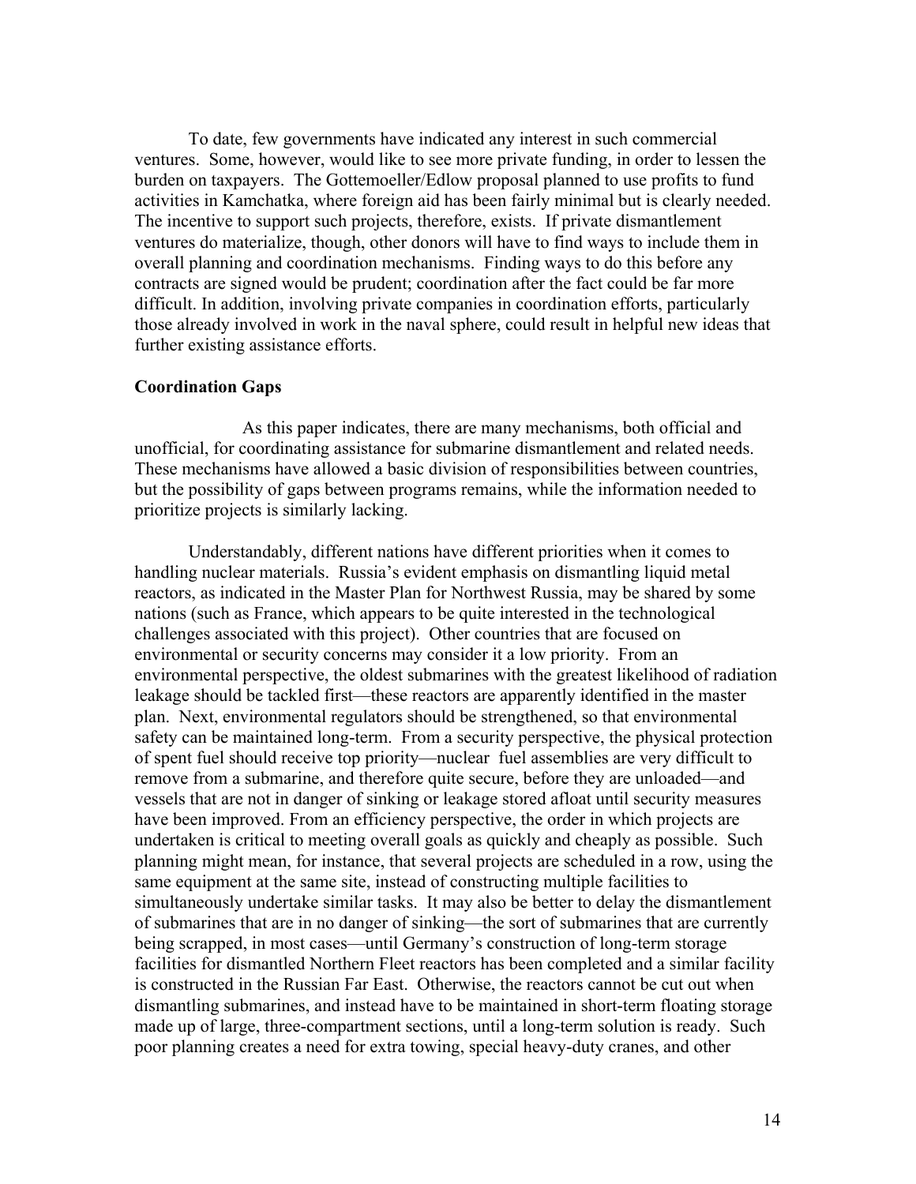To date, few governments have indicated any interest in such commercial ventures. Some, however, would like to see more private funding, in order to lessen the burden on taxpayers. The Gottemoeller/Edlow proposal planned to use profits to fund activities in Kamchatka, where foreign aid has been fairly minimal but is clearly needed. The incentive to support such projects, therefore, exists. If private dismantlement ventures do materialize, though, other donors will have to find ways to include them in overall planning and coordination mechanisms. Finding ways to do this before any contracts are signed would be prudent; coordination after the fact could be far more difficult. In addition, involving private companies in coordination efforts, particularly those already involved in work in the naval sphere, could result in helpful new ideas that further existing assistance efforts.

**Coordination Gaps**

As this paper indicates, there are many mechanisms, both official and unofficial, for coordinating assistance for submarine dismantlement and related needs. These mechanisms have allowed a basic division of responsibilities between countries, but the possibility of gaps between programs remains, while the information needed to prioritize projects is similarly lacking.

Understandably, different nations have different priorities when it comes to handling nuclear materials. Russia's evident emphasis on dismantling liquid metal reactors, as indicated in the Master Plan for Northwest Russia, may be shared by some nations (such as France, which appears to be quite interested in the technological challenges associated with this project). Other countries that are focused on environmental or security concerns may consider it a low priority. From an environmental perspective, the oldest submarines with the greatest likelihood of radiation leakage should be tackled first—these reactors are apparently identified in the master plan. Next, environmental regulators should be strengthened, so that environmental safety can be maintained long-term. From a security perspective, the physical protection of spent fuel should receive top priority—nuclear fuel assemblies are very difficult to remove from a submarine, and therefore quite secure, before they are unloaded—and vessels that are not in danger of sinking or leakage stored afloat until security measures have been improved. From an efficiency perspective, the order in which projects are undertaken is critical to meeting overall goals as quickly and cheaply as possible. Such planning might mean, for instance, that several projects are scheduled in a row, using the same equipment at the same site, instead of constructing multiple facilities to simultaneously undertake similar tasks. It may also be better to delay the dismantlement of submarines that are in no danger of sinking—the sort of submarines that are currently being scrapped, in most cases—until Germany's construction of long-term storage facilities for dismantled Northern Fleet reactors has been completed and a similar facility is constructed in the Russian Far East. Otherwise, the reactors cannot be cut out when dismantling submarines, and instead have to be maintained in short-term floating storage made up of large, three-compartment sections, until a long-term solution is ready. Such poor planning creates a need for extra towing, special heavy-duty cranes, and other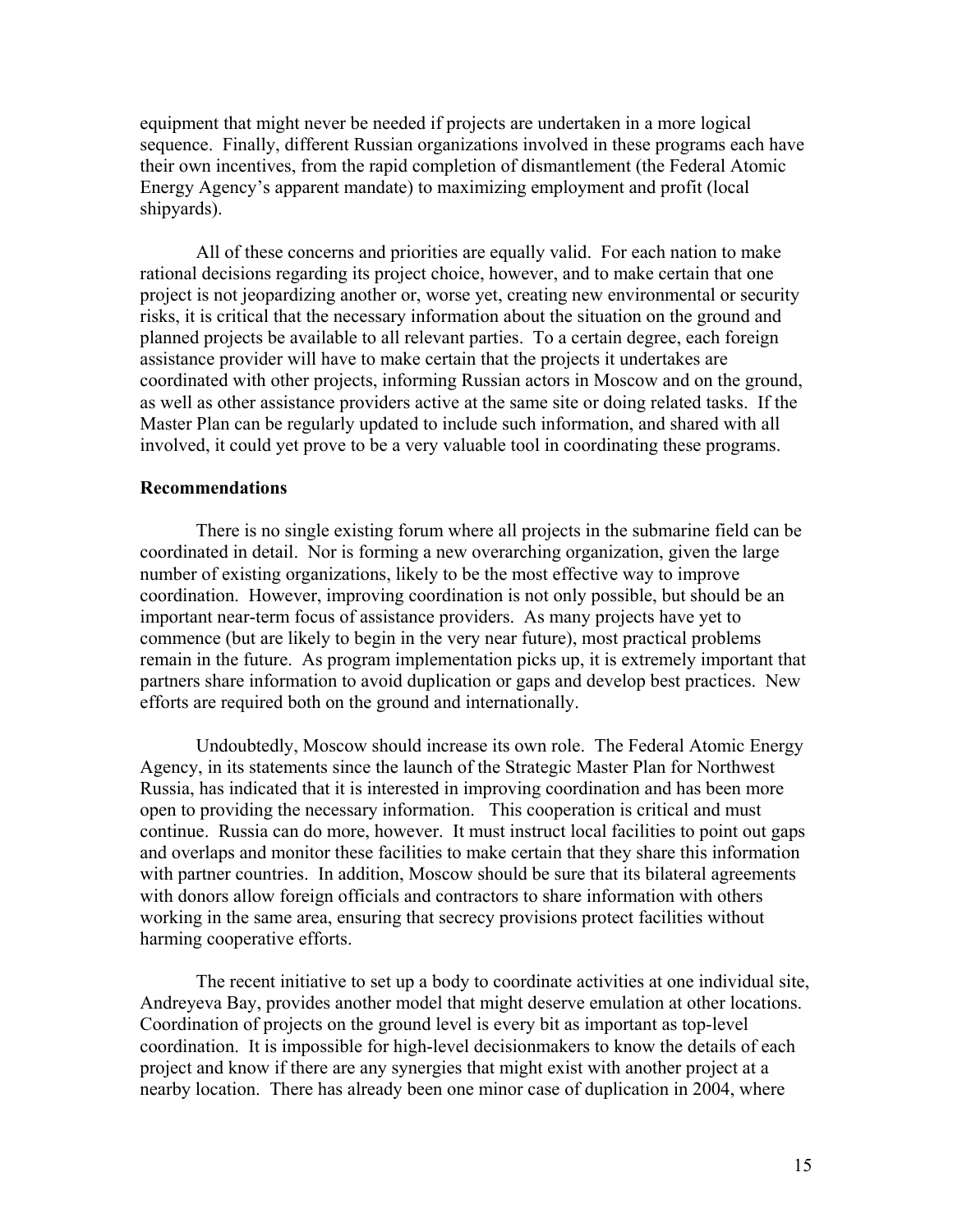equipment that might never be needed if projects are undertaken in a more logical sequence. Finally, different Russian organizations involved in these programs each have their own incentives, from the rapid completion of dismantlement (the Federal Atomic Energy Agency's apparent mandate) to maximizing employment and profit (local shipyards).

All of these concerns and priorities are equally valid. For each nation to make rational decisions regarding its project choice, however, and to make certain that one project is not jeopardizing another or, worse yet, creating new environmental or security risks, it is critical that the necessary information about the situation on the ground and planned projects be available to all relevant parties. To a certain degree, each foreign assistance provider will have to make certain that the projects it undertakes are coordinated with other projects, informing Russian actors in Moscow and on the ground, as well as other assistance providers active at the same site or doing related tasks. If the Master Plan can be regularly updated to include such information, and shared with all involved, it could yet prove to be a very valuable tool in coordinating these programs.

**Recommendations**

There is no single existing forum where all projects in the submarine field can be coordinated in detail. Nor is forming a new overarching organization, given the large number of existing organizations, likely to be the most effective way to improve coordination. However, improving coordination is not only possible, but should be an important near-term focus of assistance providers. As many projects have yet to commence (but are likely to begin in the very near future), most practical problems remain in the future. As program implementation picks up, it is extremely important that partners share information to avoid duplication or gaps and develop best practices. New efforts are required both on the ground and internationally.

Undoubtedly, Moscow should increase its own role. The Federal Atomic Energy Agency, in its statements since the launch of the Strategic Master Plan for Northwest Russia, has indicated that it is interested in improving coordination and has been more open to providing the necessary information. This cooperation is critical and must continue. Russia can do more, however. It must instruct local facilities to point out gaps and overlaps and monitor these facilities to make certain that they share this information with partner countries. In addition, Moscow should be sure that its bilateral agreements with donors allow foreign officials and contractors to share information with others working in the same area, ensuring that secrecy provisions protect facilities without harming cooperative efforts.

The recent initiative to set up a body to coordinate activities at one individual site, Andreyeva Bay, provides another model that might deserve emulation at other locations. Coordination of projects on the ground level is every bit as important as top-level coordination. It is impossible for high-level decisionmakers to know the details of each project and know if there are any synergies that might exist with another project at a nearby location. There has already been one minor case of duplication in 2004, where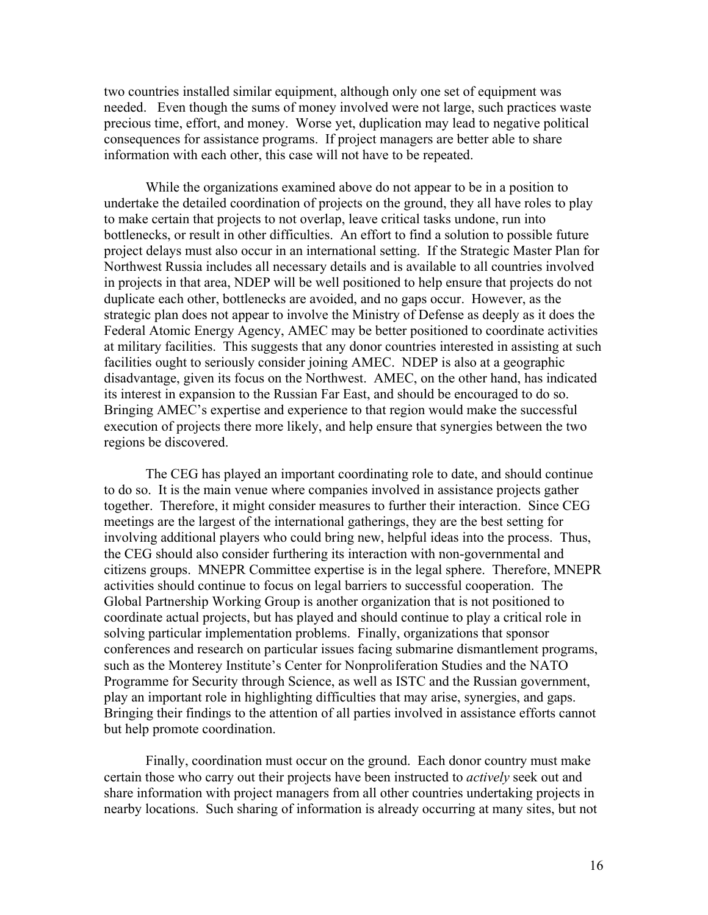two countries installed similar equipment, although only one set of equipment was needed. Even though the sums of money involved were not large, such practices waste precious time, effort, and money. Worse yet, duplication may lead to negative political consequences for assistance programs. If project managers are better able to share information with each other, this case will not have to be repeated.

While the organizations examined above do not appear to be in a position to undertake the detailed coordination of projects on the ground, they all have roles to play to make certain that projects to not overlap, leave critical tasks undone, run into bottlenecks, or result in other difficulties. An effort to find a solution to possible future project delays must also occur in an international setting. If the Strategic Master Plan for Northwest Russia includes all necessary details and is available to all countries involved in projects in that area, NDEP will be well positioned to help ensure that projects do not duplicate each other, bottlenecks are avoided, and no gaps occur. However, as the strategic plan does not appear to involve the Ministry of Defense as deeply as it does the Federal Atomic Energy Agency, AMEC may be better positioned to coordinate activities at military facilities. This suggests that any donor countries interested in assisting at such facilities ought to seriously consider joining AMEC. NDEP is also at a geographic disadvantage, given its focus on the Northwest. AMEC, on the other hand, has indicated its interest in expansion to the Russian Far East, and should be encouraged to do so. Bringing AMEC's expertise and experience to that region would make the successful execution of projects there more likely, and help ensure that synergies between the two regions be discovered.

The CEG has played an important coordinating role to date, and should continue to do so. It is the main venue where companies involved in assistance projects gather together. Therefore, it might consider measures to further their interaction. Since CEG meetings are the largest of the international gatherings, they are the best setting for involving additional players who could bring new, helpful ideas into the process. Thus, the CEG should also consider furthering its interaction with non-governmental and citizens groups. MNEPR Committee expertise is in the legal sphere. Therefore, MNEPR activities should continue to focus on legal barriers to successful cooperation. The Global Partnership Working Group is another organization that is not positioned to coordinate actual projects, but has played and should continue to play a critical role in solving particular implementation problems. Finally, organizations that sponsor conferences and research on particular issues facing submarine dismantlement programs, such as the Monterey Institute's Center for Nonproliferation Studies and the NATO Programme for Security through Science, as well as ISTC and the Russian government, play an important role in highlighting difficulties that may arise, synergies, and gaps. Bringing their findings to the attention of all parties involved in assistance efforts cannot but help promote coordination.

Finally, coordination must occur on the ground. Each donor country must make certain those who carry out their projects have been instructed to *actively* seek out and share information with project managers from all other countries undertaking projects in nearby locations. Such sharing of information is already occurring at many sites, but not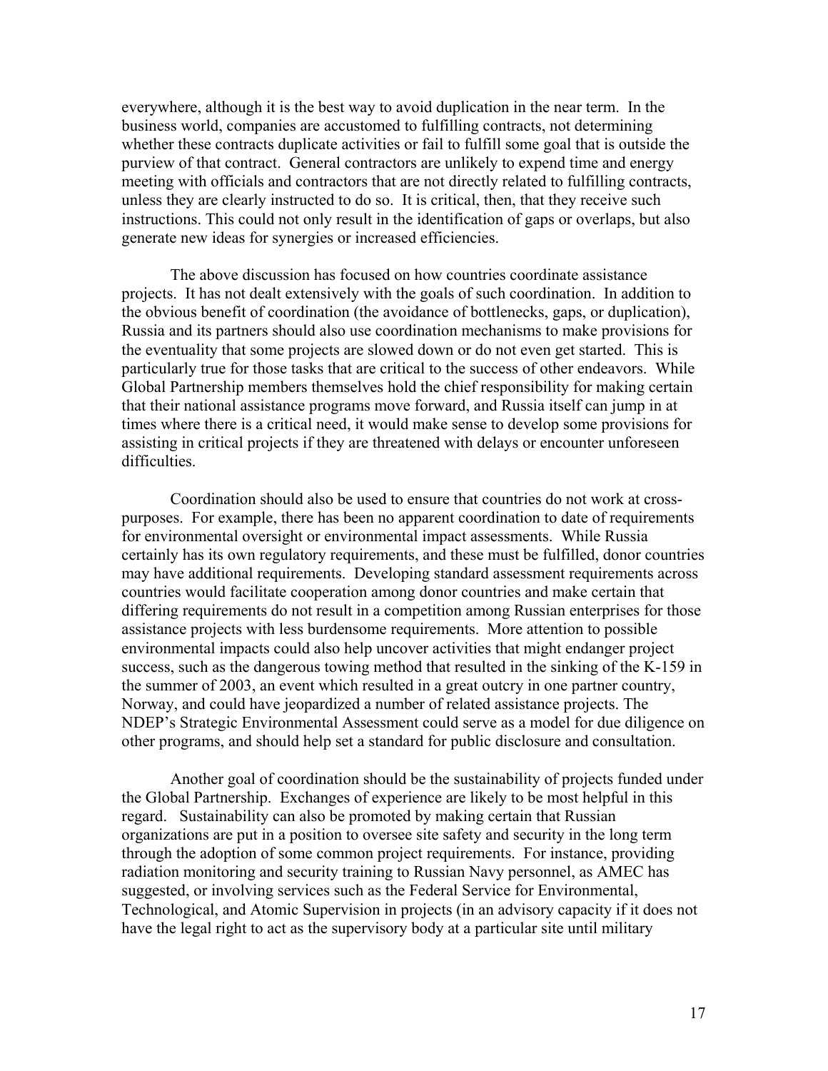everywhere, although it is the best way to avoid duplication in the near term. In the business world, companies are accustomed to fulfilling contracts, not determining whether these contracts duplicate activities or fail to fulfill some goal that is outside the purview of that contract. General contractors are unlikely to expend time and energy meeting with officials and contractors that are not directly related to fulfilling contracts, unless they are clearly instructed to do so. It is critical, then, that they receive such instructions. This could not only result in the identification of gaps or overlaps, but also generate new ideas for synergies or increased efficiencies.

The above discussion has focused on how countries coordinate assistance projects. It has not dealt extensively with the goals of such coordination. In addition to the obvious benefit of coordination (the avoidance of bottlenecks, gaps, or duplication), Russia and its partners should also use coordination mechanisms to make provisions for the eventuality that some projects are slowed down or do not even get started. This is particularly true for those tasks that are critical to the success of other endeavors. While Global Partnership members themselves hold the chief responsibility for making certain that their national assistance programs move forward, and Russia itself can jump in at times where there is a critical need, it would make sense to develop some provisions for assisting in critical projects if they are threatened with delays or encounter unforeseen difficulties.

Coordination should also be used to ensure that countries do not work at cross-purposes. For example, there has been no apparent coordination to date of requirements for environmental oversight or environmental impact assessments. While Russia certainly has its own regulatory requirements, and these must be fulfilled, donor countries may have additional requirements. Developing standard assessment requirements across countries would facilitate cooperation among donor countries and make certain that differing requirements do not result in a competition among Russian enterprises for those assistance projects with less burdensome requirements. More attention to possible environmental impacts could also help uncover activities that might endanger project success, such as the dangerous towing method that resulted in the sinking of the K-159 in the summer of 2003, an event which resulted in a great outcry in one partner country, Norway, and could have jeopardized a number of related assistance projects. The NDEP's Strategic Environmental Assessment could serve as a model for due diligence on other programs, and should help set a standard for public disclosure and consultation.

Another goal of coordination should be the sustainability of projects funded under the Global Partnership. Exchanges of experience are likely to be most helpful in this regard. Sustainability can also be promoted by making certain that Russian organizations are put in a position to oversee site safety and security in the long term through the adoption of some common project requirements. For instance, providing radiation monitoring and security training to Russian Navy personnel, as AMEC has suggested, or involving services such as the Federal Service for Environmental, Technological, and Atomic Supervision in projects (in an advisory capacity if it does not have the legal right to act as the supervisory body at a particular site until military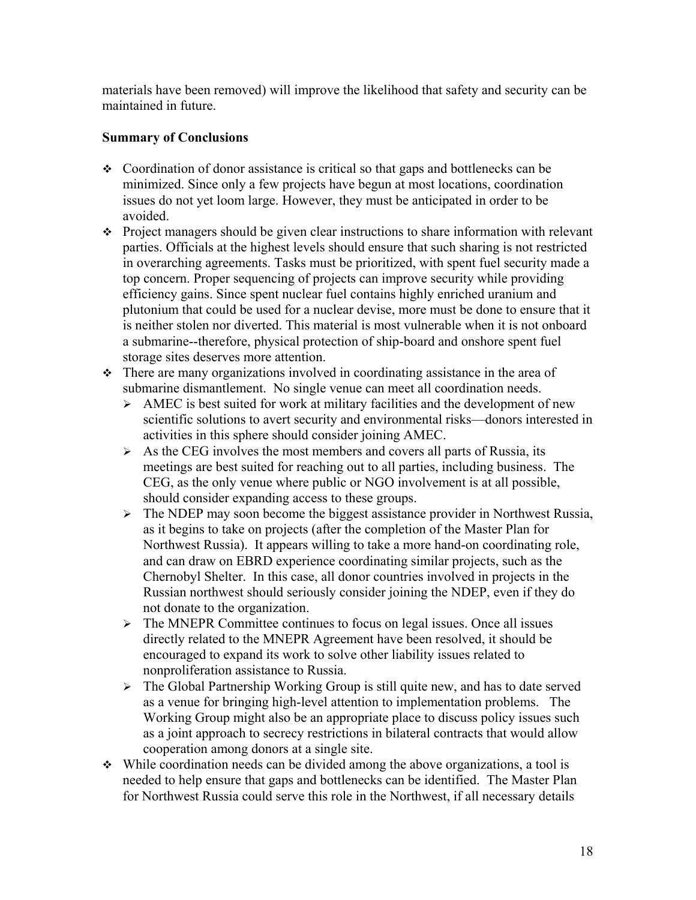materials have been removed) will improve the likelihood that safety and security can be maintained in future.

**Summary of Conclusions**

- Coordination of donor assistance is critical so that gaps and bottlenecks can be minimized. Since only a few projects have begun at most locations, coordination issues do not yet loom large. However, they must be anticipated in order to be avoided.
- Project managers should be given clear instructions to share information with relevant parties. Officials at the highest levels should ensure that such sharing is not restricted in overarching agreements. Tasks must be prioritized, with spent fuel security made a top concern. Proper sequencing of projects can improve security while providing efficiency gains. Since spent nuclear fuel contains highly enriched uranium and plutonium that could be used for a nuclear devise, more must be done to ensure that it is neither stolen nor diverted. This material is most vulnerable when it is not onboard a submarine--therefore, physical protection of ship-board and onshore spent fuel storage sites deserves more attention.
- There are many organizations involved in coordinating assistance in the area of submarine dismantlement. No single venue can meet all coordination needs.
  - AMEC is best suited for work at military facilities and the development of new scientific solutions to avert security and environmental risks—donors interested in activities in this sphere should consider joining AMEC.
  - As the CEG involves the most members and covers all parts of Russia, its meetings are best suited for reaching out to all parties, including business. The CEG, as the only venue where public or NGO involvement is at all possible, should consider expanding access to these groups.
  - The NDEP may soon become the biggest assistance provider in Northwest Russia, as it begins to take on projects (after the completion of the Master Plan for Northwest Russia). It appears willing to take a more hand-on coordinating role, and can draw on EBRD experience coordinating similar projects, such as the Chernobyl Shelter. In this case, all donor countries involved in projects in the Russian northwest should seriously consider joining the NDEP, even if they do not donate to the organization.
  - The MNEPR Committee continues to focus on legal issues. Once all issues directly related to the MNEPR Agreement have been resolved, it should be encouraged to expand its work to solve other liability issues related to nonproliferation assistance to Russia.
  - The Global Partnership Working Group is still quite new, and has to date served as a venue for bringing high-level attention to implementation problems. The Working Group might also be an appropriate place to discuss policy issues such as a joint approach to secrecy restrictions in bilateral contracts that would allow cooperation among donors at a single site.
- While coordination needs can be divided among the above organizations, a tool is needed to help ensure that gaps and bottlenecks can be identified. The Master Plan for Northwest Russia could serve this role in the Northwest, if all necessary details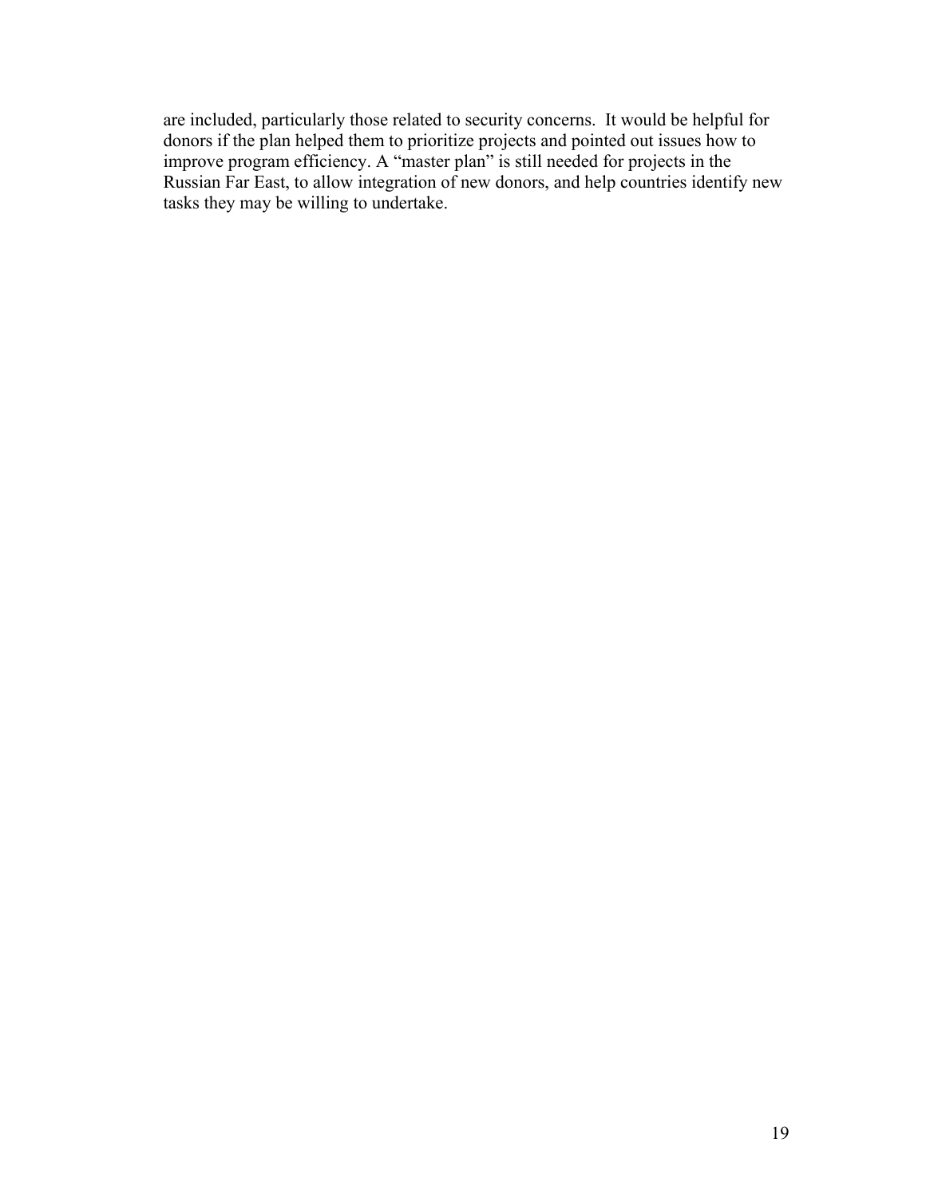are included, particularly those related to security concerns. It would be helpful for donors if the plan helped them to prioritize projects and pointed out issues how to improve program efficiency. A "master plan" is still needed for projects in the Russian Far East, to allow integration of new donors, and help countries identify new tasks they may be willing to undertake.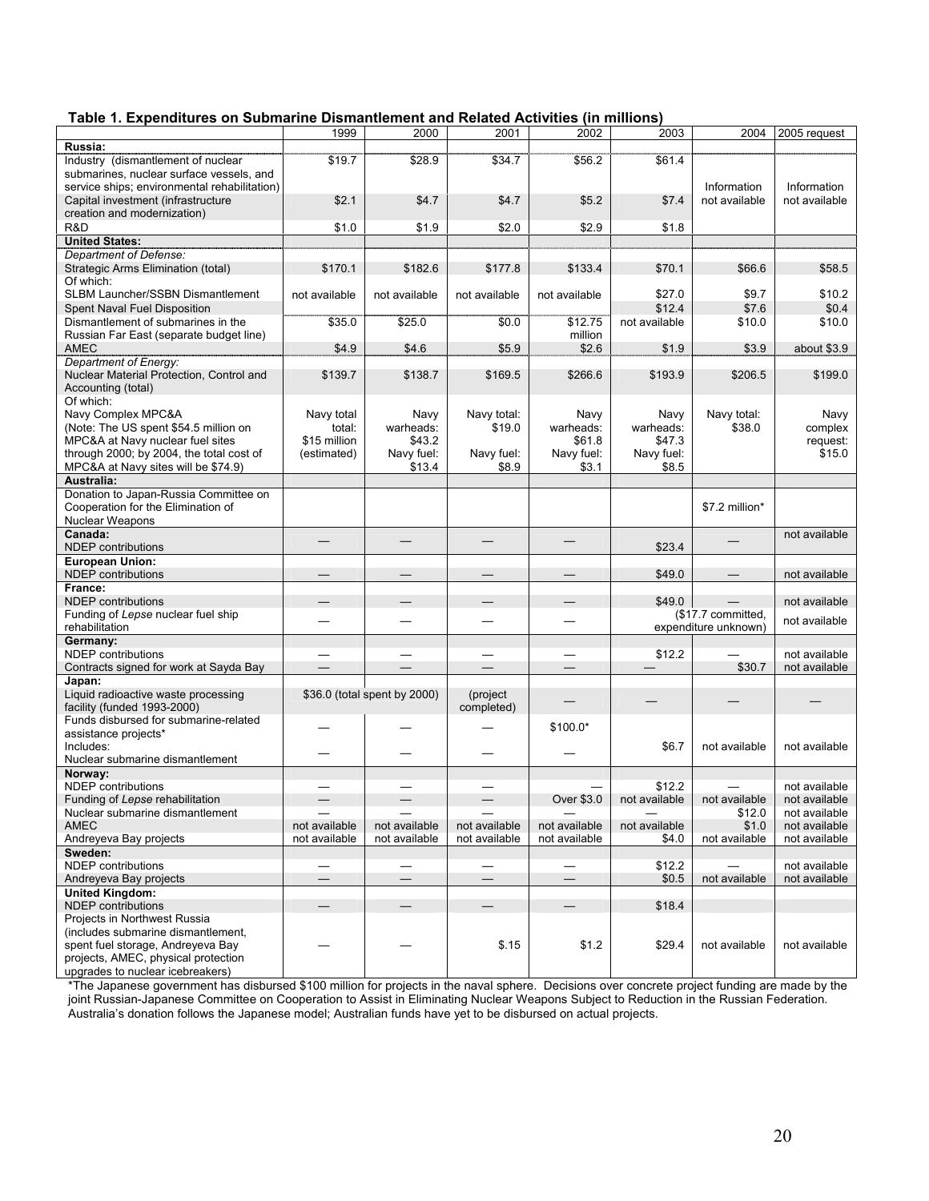**Table 1. Expenditures on Submarine Dismantlement and Related Activities (in millions)**

| | 1999 | 2000 | 2001 | 2002 | 2003 | 2004 | 2005 request |
|---|---|---|---|---|---|---|---|
| **Russia:** | | | | | | | |
| Industry (dismantlement of nuclear submarines, nuclear surface vessels, and service ships; environmental rehabilitation) | $19.7 | $28.9 | $34.7 | $56.2 | $61.4 | Information not available | Information not available |
| Capital investment (infrastructure creation and modernization) | $2.1 | $4.7 | $4.7 | $5.2 | $7.4 | | |
| R&D | $1.0 | $1.9 | $2.0 | $2.9 | $1.8 | | |
| **United States:** | | | | | | | |
| *Department of Defense:* | | | | | | | |
| Strategic Arms Elimination (total) | $170.1 | $182.6 | $177.8 | $133.4 | $70.1 | $66.6 | $58.5 |
| Of which: SLBM Launcher/SSBN Dismantlement | not available | not available | not available | not available | $27.0 | $9.7 | $10.2 |
| Spent Naval Fuel Disposition | | | | | $12.4 | $7.6 | $0.4 |
| Dismantlement of submarines in the Russian Far East (separate budget line) | $35.0 | $25.0 | $0.0 | $12.75 million | not available | $10.0 | $10.0 |
| AMEC | $4.9 | $4.6 | $5.9 | $2.6 | $1.9 | $3.9 | about $3.9 |
| *Department of Energy:* | | | | | | | |
| Nuclear Material Protection, Control and Accounting (total) | $139.7 | $138.7 | $169.5 | $266.6 | $193.9 | $206.5 | $199.0 |
| Of which: Navy Complex MPC&A (Note: The US spent $54.5 million on MPC&A at Navy nuclear fuel sites through 2000; by 2004, the total cost of MPC&A at Navy sites will be $74.9) | Navy total $15 million (estimated) | Navy total: warheads: $43.2 Navy fuel: $13.4 | Navy total: $19.0 Navy fuel: $8.9 | Navy warheads: $61.8 Navy fuel: $3.1 | Navy warheads: $47.3 Navy fuel: $8.5 | Navy total: $38.0 | Navy complex request: $15.0 |
| **Australia:** | | | | | | | |
| Donation to Japan-Russia Committee on Cooperation for the Elimination of Nuclear Weapons | | | | | | $7.2 million* | |
| **Canada:** | | | | | | | |
| NDEP contributions | — | — | — | — | $23.4 | — | not available |
| **European Union:** | | | | | | | |
| NDEP contributions | — | — | — | — | $49.0 | — | not available |
| **France:** | | | | | | | |
| NDEP contributions | — | — | — | — | $49.0 | — | not available |
| Funding of *Lepse* nuclear fuel ship rehabilitation | — | — | — | — | ($17.7 committed, expenditure unknown) | | not available |
| **Germany:** | | | | | | | |
| NDEP contributions | — | — | — | — | $12.2 | — | not available |
| Contracts signed for work at Sayda Bay | — | — | — | — | — | $30.7 | not available |
| **Japan:** | | | | | | | |
| Liquid radioactive waste processing facility (funded 1993-2000) | $36.0 (total spent by 2000) | | (project completed) | — | — | — | — |
| Funds disbursed for submarine-related assistance projects* | — | — | — | $100.0* | | | |
| Includes: Nuclear submarine dismantlement | — | — | — | — | $6.7 | not available | not available |
| **Norway:** | | | | | | | |
| NDEP contributions | — | — | — | — | $12.2 | — | not available |
| Funding of *Lepse* rehabilitation | — | — | — | Over $3.0 | not available | not available | not available |
| Nuclear submarine dismantlement | — | — | — | — | — | $12.0 | not available |
| AMEC | not available | not available | not available | not available | not available | $1.0 | not available |
| Andreyeva Bay projects | not available | not available | not available | not available | $4.0 | not available | not available |
| **Sweden:** | | | | | | | |
| NDEP contributions | — | — | — | — | $12.2 | — | not available |
| Andreyeva Bay projects | — | — | — | — | $0.5 | not available | not available |
| **United Kingdom:** | | | | | | | |
| NDEP contributions | — | — | — | — | $18.4 | | |
| Projects in Northwest Russia (includes submarine dismantlement, spent fuel storage, Andreyeva Bay projects, AMEC, physical protection upgrades to nuclear icebreakers) | — | — | $.15 | $1.2 | $29.4 | not available | not available |

*The Japanese government has disbursed $100 million for projects in the naval sphere. Decisions over concrete project funding are made by the joint Russian-Japanese Committee on Cooperation to Assist in Eliminating Nuclear Weapons Subject to Reduction in the Russian Federation. Australia's donation follows the Japanese model; Australian funds have yet to be disbursed on actual projects.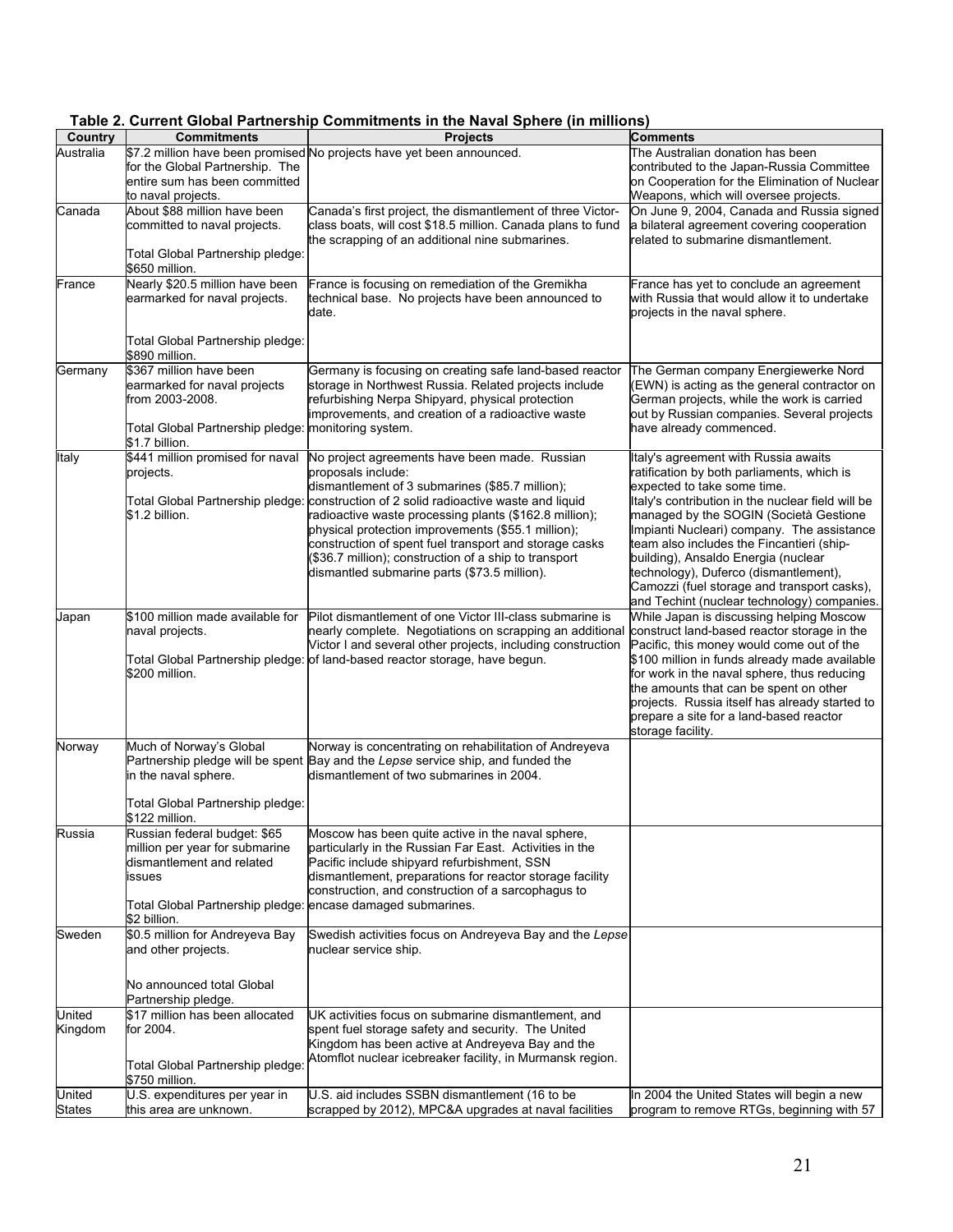**Table 2. Current Global Partnership Commitments in the Naval Sphere (in millions)**

| Country | Commitments | Projects | Comments |
|---|---|---|---|
| Australia | $7.2 million have been promised for the Global Partnership. The entire sum has been committed to naval projects. | No projects have yet been announced. | The Australian donation has been contributed to the Japan-Russia Committee on Cooperation for the Elimination of Nuclear Weapons, which will oversee projects. |
| Canada | About $88 million have been committed to naval projects.<br><br>Total Global Partnership pledge: $650 million. | Canada's first project, the dismantlement of three Victor-class boats, will cost $18.5 million. Canada plans to fund the scrapping of an additional nine submarines. | On June 9, 2004, Canada and Russia signed a bilateral agreement covering cooperation related to submarine dismantlement. |
| France | Nearly $20.5 million have been earmarked for naval projects.<br><br>Total Global Partnership pledge: $890 million. | France is focusing on remediation of the Gremikha technical base. No projects have been announced to date. | France has yet to conclude an agreement with Russia that would allow it to undertake projects in the naval sphere. |
| Germany | $367 million have been earmarked for naval projects from 2003-2008.<br><br>Total Global Partnership pledge: $1.7 billion. | Germany is focusing on creating safe land-based reactor storage in Northwest Russia. Related projects include refurbishing Nerpa Shipyard, physical protection improvements, and creation of a radioactive waste monitoring system. | The German company Energiewerke Nord (EWN) is acting as the general contractor on German projects, while the work is carried out by Russian companies. Several projects have already commenced. |
| Italy | $441 million promised for naval projects.<br><br>Total Global Partnership pledge: $1.2 billion. | No project agreements have been made. Russian proposals include: dismantlement of 3 submarines ($85.7 million); construction of 2 solid radioactive waste and liquid radioactive waste processing plants ($162.8 million); physical protection improvements ($55.1 million); construction of spent fuel transport and storage casks ($36.7 million); construction of a ship to transport dismantled submarine parts ($73.5 million). | Italy's agreement with Russia awaits ratification by both parliaments, which is expected to take some time. Italy's contribution in the nuclear field will be managed by the SOGIN (Società Gestione Impianti Nucleari) company. The assistance team also includes the Fincantieri (ship-building), Ansaldo Energia (nuclear technology), Duferco (dismantlement), Camozzi (fuel storage and transport casks), and Techint (nuclear technology) companies. |
| Japan | $100 million made available for naval projects.<br><br>Total Global Partnership pledge: $200 million. | Pilot dismantlement of one Victor III-class submarine is nearly complete. Negotiations on scrapping an additional Victor I and several other projects, including construction of land-based reactor storage, have begun. | While Japan is discussing helping Moscow construct land-based reactor storage in the Pacific, this money would come out of the $100 million in funds already made available for work in the naval sphere, thus reducing the amounts that can be spent on other projects. Russia itself has already started to prepare a site for a land-based reactor storage facility. |
| Norway | Much of Norway's Global Partnership pledge will be spent in the naval sphere.<br><br>Total Global Partnership pledge: $122 million. | Norway is concentrating on rehabilitation of Andreyeva Bay and the *Lepse* service ship, and funded the dismantlement of two submarines in 2004. | |
| Russia | Russian federal budget: $65 million per year for submarine dismantlement and related issues<br><br>Total Global Partnership pledge: $2 billion. | Moscow has been quite active in the naval sphere, particularly in the Russian Far East. Activities in the Pacific include shipyard refurbishment, SSN dismantlement, preparations for reactor storage facility construction, and construction of a sarcophagus to encase damaged submarines. | |
| Sweden | $0.5 million for Andreyeva Bay and other projects.<br><br>No announced total Global Partnership pledge. | Swedish activities focus on Andreyeva Bay and the *Lepse* nuclear service ship. | |
| United Kingdom | $17 million has been allocated for 2004.<br><br>Total Global Partnership pledge: $750 million. | UK activities focus on submarine dismantlement, and spent fuel storage safety and security. The United Kingdom has been active at Andreyeva Bay and the Atomflot nuclear icebreaker facility, in Murmansk region. | |
| United States | U.S. expenditures per year in this area are unknown. | U.S. aid includes SSBN dismantlement (16 to be scrapped by 2012), MPC&A upgrades at naval facilities | In 2004 the United States will begin a new program to remove RTGs, beginning with 57 |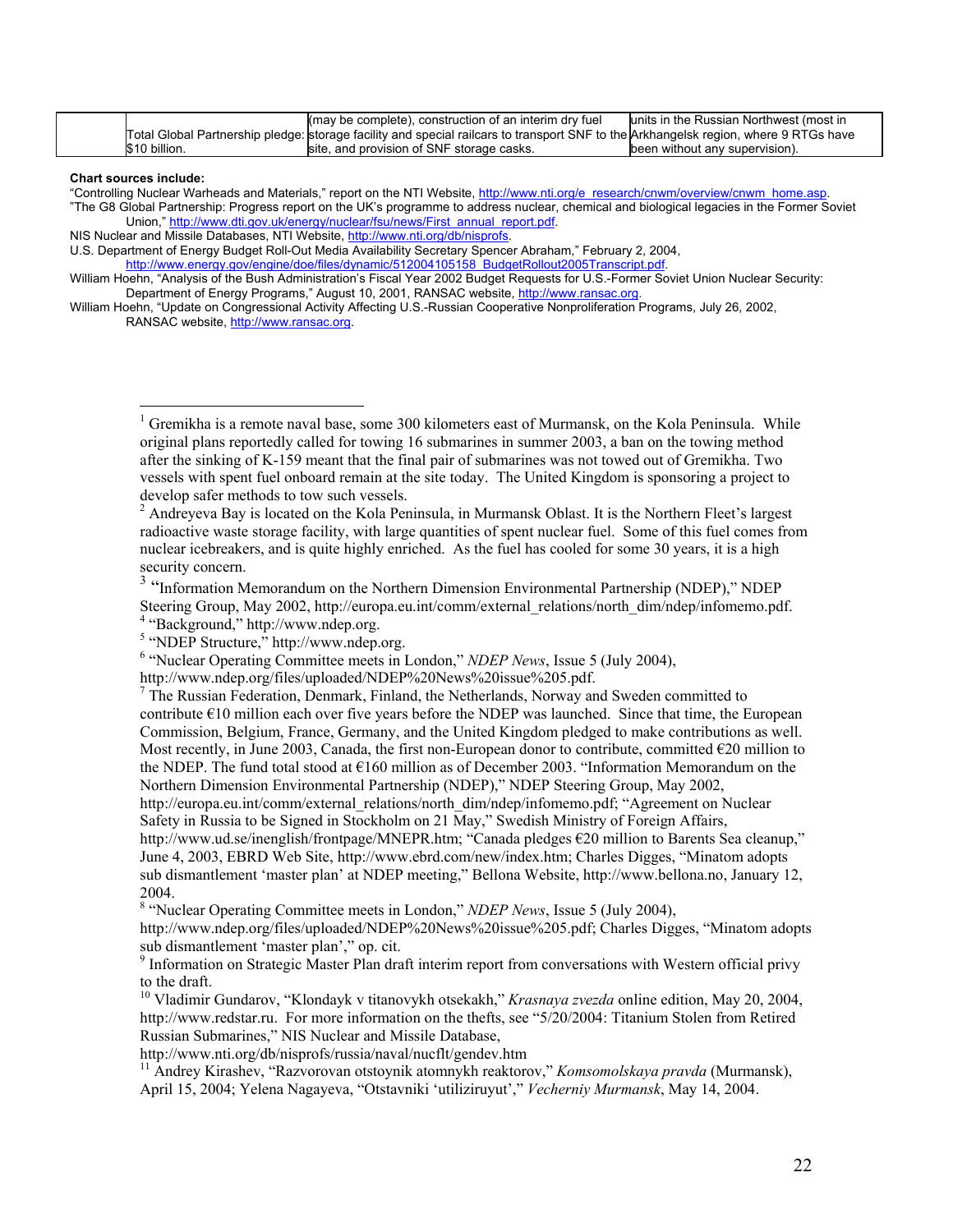| | Total Global Partnership pledge: $10 billion. | (may be complete), construction of an interim dry fuel storage facility and special railcars to transport SNF to the site, and provision of SNF storage casks. | units in the Russian Northwest (most in Arkhangelsk region, where 9 RTGs have been without any supervision). |
|---|---|---|---|

**Chart sources include:**

"Controlling Nuclear Warheads and Materials," report on the NTI Website, http://www.nti.org/e_research/cnwm/overview/cnwm_home.asp.

"The G8 Global Partnership: Progress report on the UK's programme to address nuclear, chemical and biological legacies in the Former Soviet Union," http://www.dti.gov.uk/energy/nuclear/fsu/news/First_annual_report.pdf.

NIS Nuclear and Missile Databases, NTI Website, http://www.nti.org/db/nisprofs.

U.S. Department of Energy Budget Roll-Out Media Availability Secretary Spencer Abraham," February 2, 2004, http://www.energy.gov/engine/doe/files/dynamic/512004105158_BudgetRollout2005Transcript.pdf.

William Hoehn, "Analysis of the Bush Administration's Fiscal Year 2002 Budget Requests for U.S.-Former Soviet Union Nuclear Security: Department of Energy Programs," August 10, 2001, RANSAC website, http://www.ransac.org.

William Hoehn, "Update on Congressional Activity Affecting U.S.-Russian Cooperative Nonproliferation Programs, July 26, 2002, RANSAC website, http://www.ransac.org.

---

[1] Gremikha is a remote naval base, some 300 kilometers east of Murmansk, on the Kola Peninsula. While original plans reportedly called for towing 16 submarines in summer 2003, a ban on the towing method after the sinking of K-159 meant that the final pair of submarines was not towed out of Gremikha. Two vessels with spent fuel onboard remain at the site today. The United Kingdom is sponsoring a project to develop safer methods to tow such vessels.

[2] Andreyeva Bay is located on the Kola Peninsula, in Murmansk Oblast. It is the Northern Fleet's largest radioactive waste storage facility, with large quantities of spent nuclear fuel. Some of this fuel comes from nuclear icebreakers, and is quite highly enriched. As the fuel has cooled for some 30 years, it is a high security concern.

[3] "Information Memorandum on the Northern Dimension Environmental Partnership (NDEP)," NDEP Steering Group, May 2002, http://europa.eu.int/comm/external_relations/north_dim/ndep/infomemo.pdf.

[4] "Background," http://www.ndep.org.

[5] "NDEP Structure," http://www.ndep.org.

[6] "Nuclear Operating Committee meets in London," *NDEP News*, Issue 5 (July 2004), http://www.ndep.org/files/uploaded/NDEP%20News%20issue%205.pdf.

[7] The Russian Federation, Denmark, Finland, the Netherlands, Norway and Sweden committed to contribute €10 million each over five years before the NDEP was launched. Since that time, the European Commission, Belgium, France, Germany, and the United Kingdom pledged to make contributions as well. Most recently, in June 2003, Canada, the first non-European donor to contribute, committed €20 million to the NDEP. The fund total stood at €160 million as of December 2003. "Information Memorandum on the Northern Dimension Environmental Partnership (NDEP)," NDEP Steering Group, May 2002, http://europa.eu.int/comm/external_relations/north_dim/ndep/infomemo.pdf; "Agreement on Nuclear Safety in Russia to be Signed in Stockholm on 21 May," Swedish Ministry of Foreign Affairs, http://www.ud.se/inenglish/frontpage/MNEPR.htm; "Canada pledges €20 million to Barents Sea cleanup," June 4, 2003, EBRD Web Site, http://www.ebrd.com/new/index.htm; Charles Digges, "Minatom adopts sub dismantlement 'master plan' at NDEP meeting," Bellona Website, http://www.bellona.no, January 12, 2004.

[8] "Nuclear Operating Committee meets in London," *NDEP News*, Issue 5 (July 2004), http://www.ndep.org/files/uploaded/NDEP%20News%20issue%205.pdf; Charles Digges, "Minatom adopts sub dismantlement 'master plan'," op. cit.

[9] Information on Strategic Master Plan draft interim report from conversations with Western official privy to the draft.

[10] Vladimir Gundarov, "Klondayk v titanovykh otsekakh," *Krasnaya zvezda* online edition, May 20, 2004, http://www.redstar.ru. For more information on the thefts, see "5/20/2004: Titanium Stolen from Retired Russian Submarines," NIS Nuclear and Missile Database, http://www.nti.org/db/nisprofs/russia/naval/nucflt/gendev.htm

[11] Andrey Kirashev, "Razvorovan otstoynik atomnykh reaktorov," *Komsomolskaya pravda* (Murmansk), April 15, 2004; Yelena Nagayeva, "Otstavniki 'utiliziruyut'," *Vecherniy Murmansk*, May 14, 2004.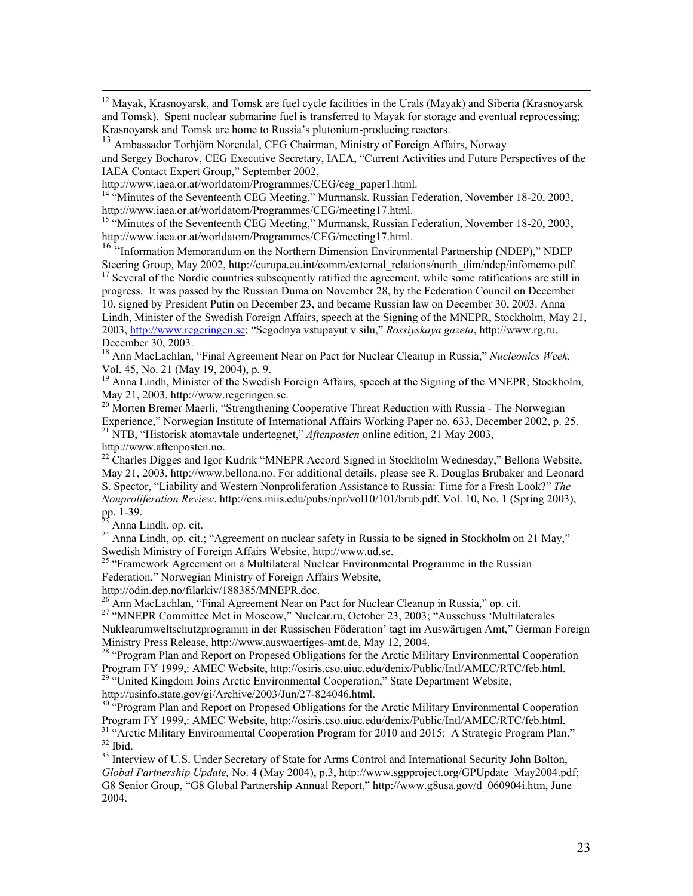[12] Mayak, Krasnoyarsk, and Tomsk are fuel cycle facilities in the Urals (Mayak) and Siberia (Krasnoyarsk and Tomsk). Spent nuclear submarine fuel is transferred to Mayak for storage and eventual reprocessing; Krasnoyarsk and Tomsk are home to Russia's plutonium-producing reactors.

[13] Ambassador Torbjörn Norendal, CEG Chairman, Ministry of Foreign Affairs, Norway and Sergey Bocharov, CEG Executive Secretary, IAEA, "Current Activities and Future Perspectives of the IAEA Contact Expert Group," September 2002, http://www.iaea.or.at/worldatom/Programmes/CEG/ceg_paper1.html.

[14] "Minutes of the Seventeenth CEG Meeting," Murmansk, Russian Federation, November 18-20, 2003, http://www.iaea.or.at/worldatom/Programmes/CEG/meeting17.html.

[15] "Minutes of the Seventeenth CEG Meeting," Murmansk, Russian Federation, November 18-20, 2003, http://www.iaea.or.at/worldatom/Programmes/CEG/meeting17.html.

[16] "Information Memorandum on the Northern Dimension Environmental Partnership (NDEP)," NDEP Steering Group, May 2002, http://europa.eu.int/comm/external_relations/north_dim/ndep/infomemo.pdf.

[17] Several of the Nordic countries subsequently ratified the agreement, while some ratifications are still in progress. It was passed by the Russian Duma on November 28, by the Federation Council on December 10, signed by President Putin on December 23, and became Russian law on December 30, 2003. Anna Lindh, Minister of the Swedish Foreign Affairs, speech at the Signing of the MNEPR, Stockholm, May 21, 2003, http://www.regeringen.se; "Segodnya vstupayut v silu," *Rossiyskaya gazeta*, http://www.rg.ru, December 30, 2003.

[18] Ann MacLachlan, "Final Agreement Near on Pact for Nuclear Cleanup in Russia," *Nucleonics Week,* Vol. 45, No. 21 (May 19, 2004), p. 9.

[19] Anna Lindh, Minister of the Swedish Foreign Affairs, speech at the Signing of the MNEPR, Stockholm, May 21, 2003, http://www.regeringen.se.

[20] Morten Bremer Maerli, "Strengthening Cooperative Threat Reduction with Russia - The Norwegian Experience," Norwegian Institute of International Affairs Working Paper no. 633, December 2002, p. 25.

[21] NTB, "Historisk atomavtale undertegnet," *Aftenposten* online edition, 21 May 2003, http://www.aftenposten.no.

[22] Charles Digges and Igor Kudrik "MNEPR Accord Signed in Stockholm Wednesday," Bellona Website, May 21, 2003, http://www.bellona.no. For additional details, please see R. Douglas Brubaker and Leonard S. Spector, "Liability and Western Nonproliferation Assistance to Russia: Time for a Fresh Look?" *The Nonproliferation Review*, http://cns.miis.edu/pubs/npr/vol10/101/brub.pdf, Vol. 10, No. 1 (Spring 2003), pp. 1-39.

[23] Anna Lindh, op. cit.

[24] Anna Lindh, op. cit.; "Agreement on nuclear safety in Russia to be signed in Stockholm on 21 May," Swedish Ministry of Foreign Affairs Website, http://www.ud.se.

[25] "Framework Agreement on a Multilateral Nuclear Environmental Programme in the Russian Federation," Norwegian Ministry of Foreign Affairs Website, http://odin.dep.no/filarkiv/188385/MNEPR.doc.

[26] Ann MacLachlan, "Final Agreement Near on Pact for Nuclear Cleanup in Russia," op. cit.

[27] "MNEPR Committee Met in Moscow," Nuclear.ru, October 23, 2003; "Ausschuss 'Multilaterales Nuklearumweltschutzprogramm in der Russischen Föderation' tagt im Auswärtigen Amt," German Foreign Ministry Press Release, http://www.auswaertiges-amt.de, May 12, 2004.

[28] "Program Plan and Report on Propesed Obligations for the Arctic Military Environmental Cooperation Program FY 1999,: AMEC Website, http://osiris.cso.uiuc.edu/denix/Public/Intl/AMEC/RTC/feb.html.

[29] "United Kingdom Joins Arctic Environmental Cooperation," State Department Website, http://usinfo.state.gov/gi/Archive/2003/Jun/27-824046.html.

[30] "Program Plan and Report on Propesed Obligations for the Arctic Military Environmental Cooperation Program FY 1999,: AMEC Website, http://osiris.cso.uiuc.edu/denix/Public/Intl/AMEC/RTC/feb.html.

[31] "Arctic Military Environmental Cooperation Program for 2010 and 2015: A Strategic Program Plan."

[32] Ibid.

[33] Interview of U.S. Under Secretary of State for Arms Control and International Security John Bolton, *Global Partnership Update,* No. 4 (May 2004), p.3, http://www.sgpproject.org/GPUpdate_May2004.pdf; G8 Senior Group, "G8 Global Partnership Annual Report," http://www.g8usa.gov/d_060904i.htm, June 2004.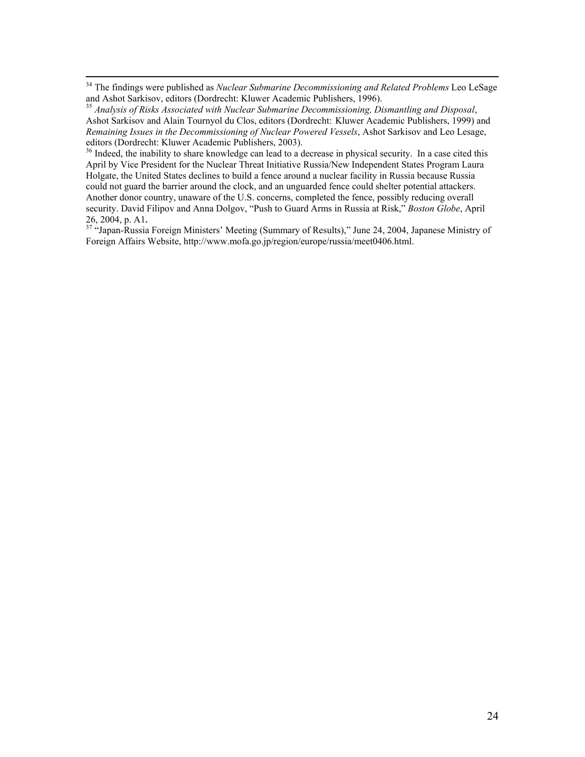[34] The findings were published as *Nuclear Submarine Decommissioning and Related Problems* Leo LeSage and Ashot Sarkisov, editors (Dordrecht: Kluwer Academic Publishers, 1996).

[35] *Analysis of Risks Associated with Nuclear Submarine Decommissioning, Dismantling and Disposal*, Ashot Sarkisov and Alain Tournyol du Clos, editors (Dordrecht: Kluwer Academic Publishers, 1999) and *Remaining Issues in the Decommissioning of Nuclear Powered Vessels*, Ashot Sarkisov and Leo Lesage, editors (Dordrecht: Kluwer Academic Publishers, 2003).

[36] Indeed, the inability to share knowledge can lead to a decrease in physical security. In a case cited this April by Vice President for the Nuclear Threat Initiative Russia/New Independent States Program Laura Holgate, the United States declines to build a fence around a nuclear facility in Russia because Russia could not guard the barrier around the clock, and an unguarded fence could shelter potential attackers. Another donor country, unaware of the U.S. concerns, completed the fence, possibly reducing overall security. David Filipov and Anna Dolgov, "Push to Guard Arms in Russia at Risk," *Boston Globe*, April 26, 2004, p. A1.

[37] "Japan-Russia Foreign Ministers' Meeting (Summary of Results)," June 24, 2004, Japanese Ministry of Foreign Affairs Website, http://www.mofa.go.jp/region/europe/russia/meet0406.html.